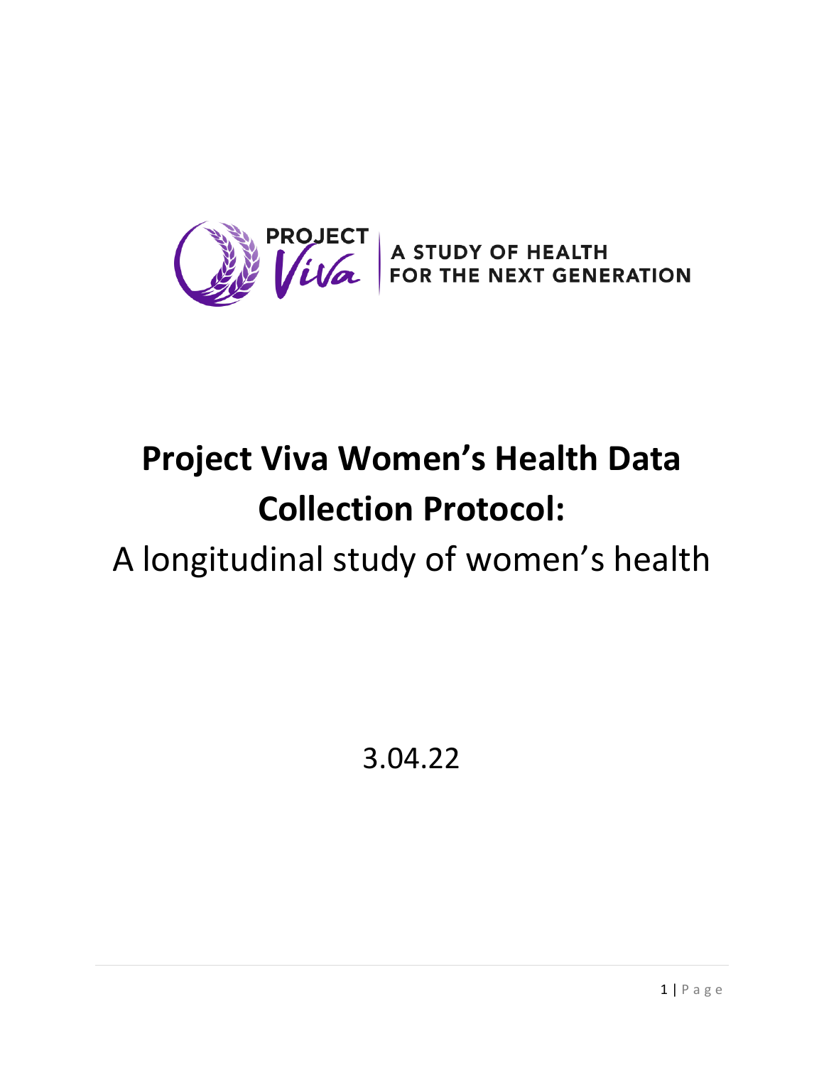PROJECT Viva | A STUDY OF HEALTH FOR THE NEXT GENERATION

# Project Viva Women's Health Data Collection Protocol:

A longitudinal study of women's health

3.04.22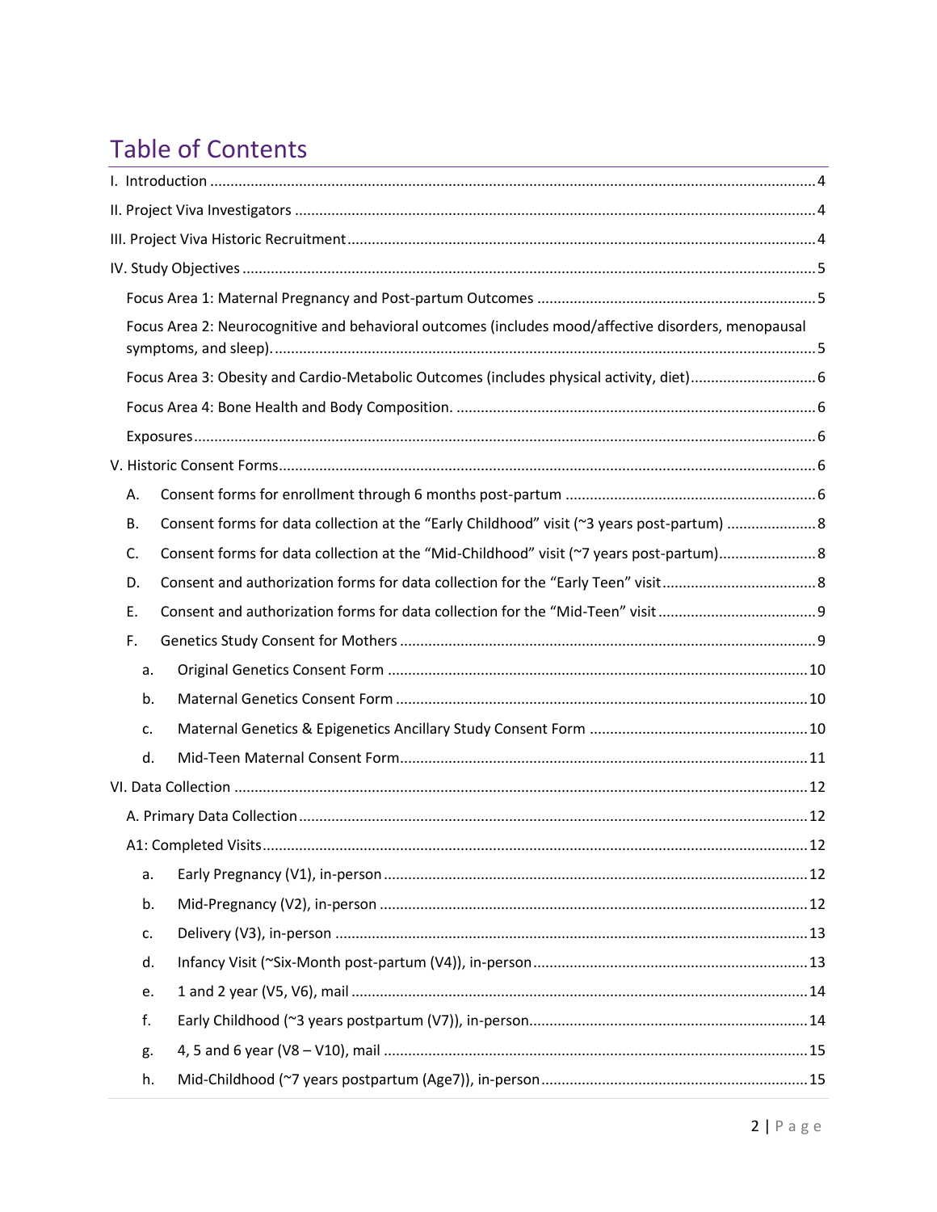# Table of Contents

I. Introduction ........................................................................................................................................ 4

II. Project Viva Investigators ................................................................................................................ 4

III. Project Viva Historic Recruitment .................................................................................................... 4

IV. Study Objectives ............................................................................................................................. 5

Focus Area 1: Maternal Pregnancy and Post-partum Outcomes ......................................................... 5

Focus Area 2: Neurocognitive and behavioral outcomes (includes mood/affective disorders, menopausal symptoms, and sleep). .......................................................................................................................... 5

Focus Area 3: Obesity and Cardio-Metabolic Outcomes (includes physical activity, diet) ................. 6

Focus Area 4: Bone Health and Body Composition. ............................................................................ 6

Exposures ............................................................................................................................................ 6

V. Historic Consent Forms ..................................................................................................................... 6

A. Consent forms for enrollment through 6 months post-partum ....................................................... 6

B. Consent forms for data collection at the "Early Childhood" visit (~3 years post-partum) ................ 8

C. Consent forms for data collection at the "Mid-Childhood" visit (~7 years post-partum) ................. 8

D. Consent and authorization forms for data collection for the "Early Teen" visit ............................... 8

E. Consent and authorization forms for data collection for the "Mid-Teen" visit ................................. 9

F. Genetics Study Consent for Mothers .............................................................................................. 9

a. Original Genetics Consent Form ...................................................................................................... 10

b. Maternal Genetics Consent Form .................................................................................................... 10

c. Maternal Genetics & Epigenetics Ancillary Study Consent Form ..................................................... 10

d. Mid-Teen Maternal Consent Form ................................................................................................... 11

VI. Data Collection ............................................................................................................................... 12

A. Primary Data Collection ..................................................................................................................... 12

A1: Completed Visits ............................................................................................................................. 12

a. Early Pregnancy (V1), in-person ....................................................................................................... 12

b. Mid-Pregnancy (V2), in-person ........................................................................................................ 12

c. Delivery (V3), in-person .................................................................................................................... 13

d. Infancy Visit (~Six-Month post-partum (V4)), in-person ................................................................... 13

e. 1 and 2 year (V5, V6), mail ............................................................................................................... 14

f. Early Childhood (~3 years postpartum (V7)), in-person ..................................................................... 14

g. 4, 5 and 6 year (V8 – V10), mail ....................................................................................................... 15

h. Mid-Childhood (~7 years postpartum (Age7)), in-person .................................................................. 15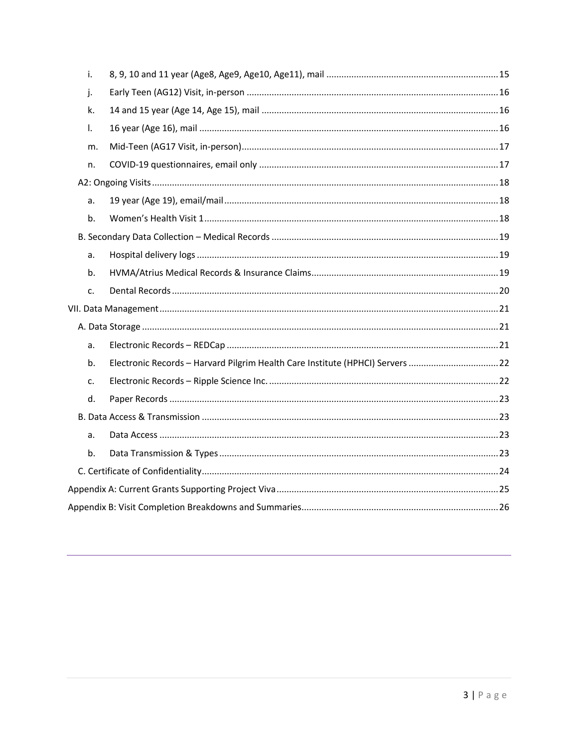- i. 8, 9, 10 and 11 year (Age8, Age9, Age10, Age11), mail ..... 15
- j. Early Teen (AG12) Visit, in-person ..... 16
- k. 14 and 15 year (Age 14, Age 15), mail ..... 16
- l. 16 year (Age 16), mail ..... 16
- m. Mid-Teen (AG17 Visit, in-person) ..... 17
- n. COVID-19 questionnaires, email only ..... 17

A2: Ongoing Visits ..... 18

- a. 19 year (Age 19), email/mail ..... 18
- b. Women's Health Visit 1 ..... 18

B. Secondary Data Collection – Medical Records ..... 19

- a. Hospital delivery logs ..... 19
- b. HVMA/Atrius Medical Records & Insurance Claims ..... 19
- c. Dental Records ..... 20

VII. Data Management ..... 21

A. Data Storage ..... 21

- a. Electronic Records – REDCap ..... 21
- b. Electronic Records – Harvard Pilgrim Health Care Institute (HPHCI) Servers ..... 22
- c. Electronic Records – Ripple Science Inc. ..... 22
- d. Paper Records ..... 23

B. Data Access & Transmission ..... 23

- a. Data Access ..... 23
- b. Data Transmission & Types ..... 23

C. Certificate of Confidentiality ..... 24

Appendix A: Current Grants Supporting Project Viva ..... 25

Appendix B: Visit Completion Breakdowns and Summaries ..... 26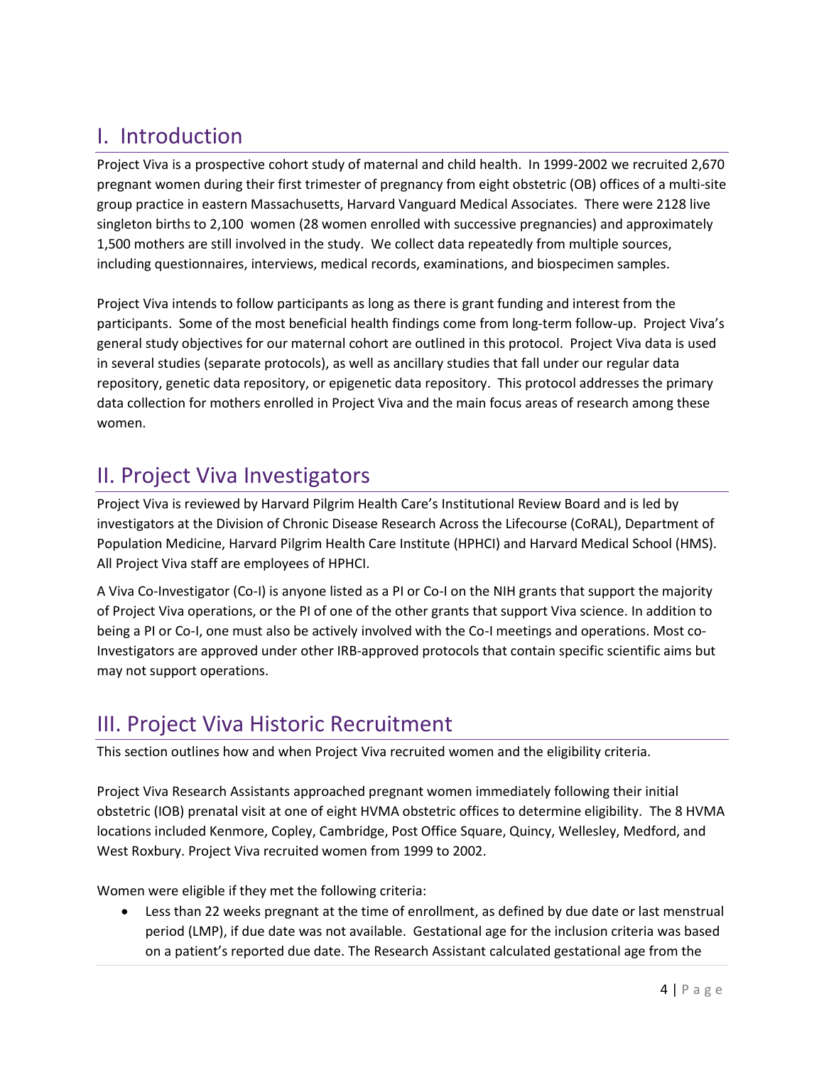# I. Introduction

Project Viva is a prospective cohort study of maternal and child health. In 1999-2002 we recruited 2,670 pregnant women during their first trimester of pregnancy from eight obstetric (OB) offices of a multi-site group practice in eastern Massachusetts, Harvard Vanguard Medical Associates. There were 2128 live singleton births to 2,100 women (28 women enrolled with successive pregnancies) and approximately 1,500 mothers are still involved in the study. We collect data repeatedly from multiple sources, including questionnaires, interviews, medical records, examinations, and biospecimen samples.

Project Viva intends to follow participants as long as there is grant funding and interest from the participants. Some of the most beneficial health findings come from long-term follow-up. Project Viva's general study objectives for our maternal cohort are outlined in this protocol. Project Viva data is used in several studies (separate protocols), as well as ancillary studies that fall under our regular data repository, genetic data repository, or epigenetic data repository. This protocol addresses the primary data collection for mothers enrolled in Project Viva and the main focus areas of research among these women.

# II. Project Viva Investigators

Project Viva is reviewed by Harvard Pilgrim Health Care's Institutional Review Board and is led by investigators at the Division of Chronic Disease Research Across the Lifecourse (CoRAL), Department of Population Medicine, Harvard Pilgrim Health Care Institute (HPHCI) and Harvard Medical School (HMS). All Project Viva staff are employees of HPHCI.

A Viva Co-Investigator (Co-I) is anyone listed as a PI or Co-I on the NIH grants that support the majority of Project Viva operations, or the PI of one of the other grants that support Viva science. In addition to being a PI or Co-I, one must also be actively involved with the Co-I meetings and operations. Most co-Investigators are approved under other IRB-approved protocols that contain specific scientific aims but may not support operations.

# III. Project Viva Historic Recruitment

This section outlines how and when Project Viva recruited women and the eligibility criteria.

Project Viva Research Assistants approached pregnant women immediately following their initial obstetric (IOB) prenatal visit at one of eight HVMA obstetric offices to determine eligibility. The 8 HVMA locations included Kenmore, Copley, Cambridge, Post Office Square, Quincy, Wellesley, Medford, and West Roxbury. Project Viva recruited women from 1999 to 2002.

Women were eligible if they met the following criteria:

- Less than 22 weeks pregnant at the time of enrollment, as defined by due date or last menstrual period (LMP), if due date was not available. Gestational age for the inclusion criteria was based on a patient's reported due date. The Research Assistant calculated gestational age from the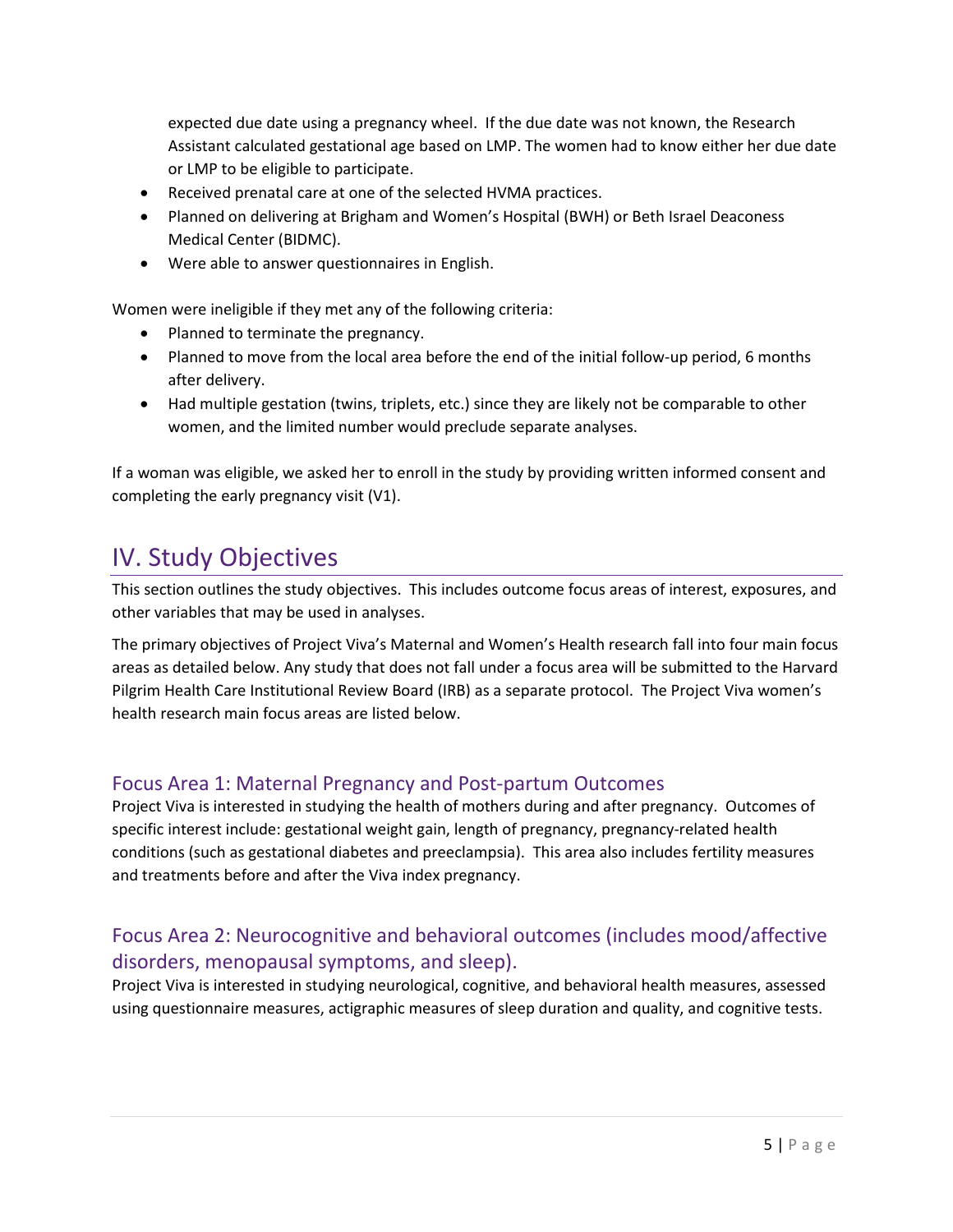expected due date using a pregnancy wheel. If the due date was not known, the Research Assistant calculated gestational age based on LMP. The women had to know either her due date or LMP to be eligible to participate.

- Received prenatal care at one of the selected HVMA practices.
- Planned on delivering at Brigham and Women's Hospital (BWH) or Beth Israel Deaconess Medical Center (BIDMC).
- Were able to answer questionnaires in English.

Women were ineligible if they met any of the following criteria:

- Planned to terminate the pregnancy.
- Planned to move from the local area before the end of the initial follow-up period, 6 months after delivery.
- Had multiple gestation (twins, triplets, etc.) since they are likely not be comparable to other women, and the limited number would preclude separate analyses.

If a woman was eligible, we asked her to enroll in the study by providing written informed consent and completing the early pregnancy visit (V1).

# IV. Study Objectives

This section outlines the study objectives. This includes outcome focus areas of interest, exposures, and other variables that may be used in analyses.

The primary objectives of Project Viva's Maternal and Women's Health research fall into four main focus areas as detailed below. Any study that does not fall under a focus area will be submitted to the Harvard Pilgrim Health Care Institutional Review Board (IRB) as a separate protocol. The Project Viva women's health research main focus areas are listed below.

## Focus Area 1: Maternal Pregnancy and Post-partum Outcomes

Project Viva is interested in studying the health of mothers during and after pregnancy. Outcomes of specific interest include: gestational weight gain, length of pregnancy, pregnancy-related health conditions (such as gestational diabetes and preeclampsia). This area also includes fertility measures and treatments before and after the Viva index pregnancy.

## Focus Area 2: Neurocognitive and behavioral outcomes (includes mood/affective disorders, menopausal symptoms, and sleep).

Project Viva is interested in studying neurological, cognitive, and behavioral health measures, assessed using questionnaire measures, actigraphic measures of sleep duration and quality, and cognitive tests.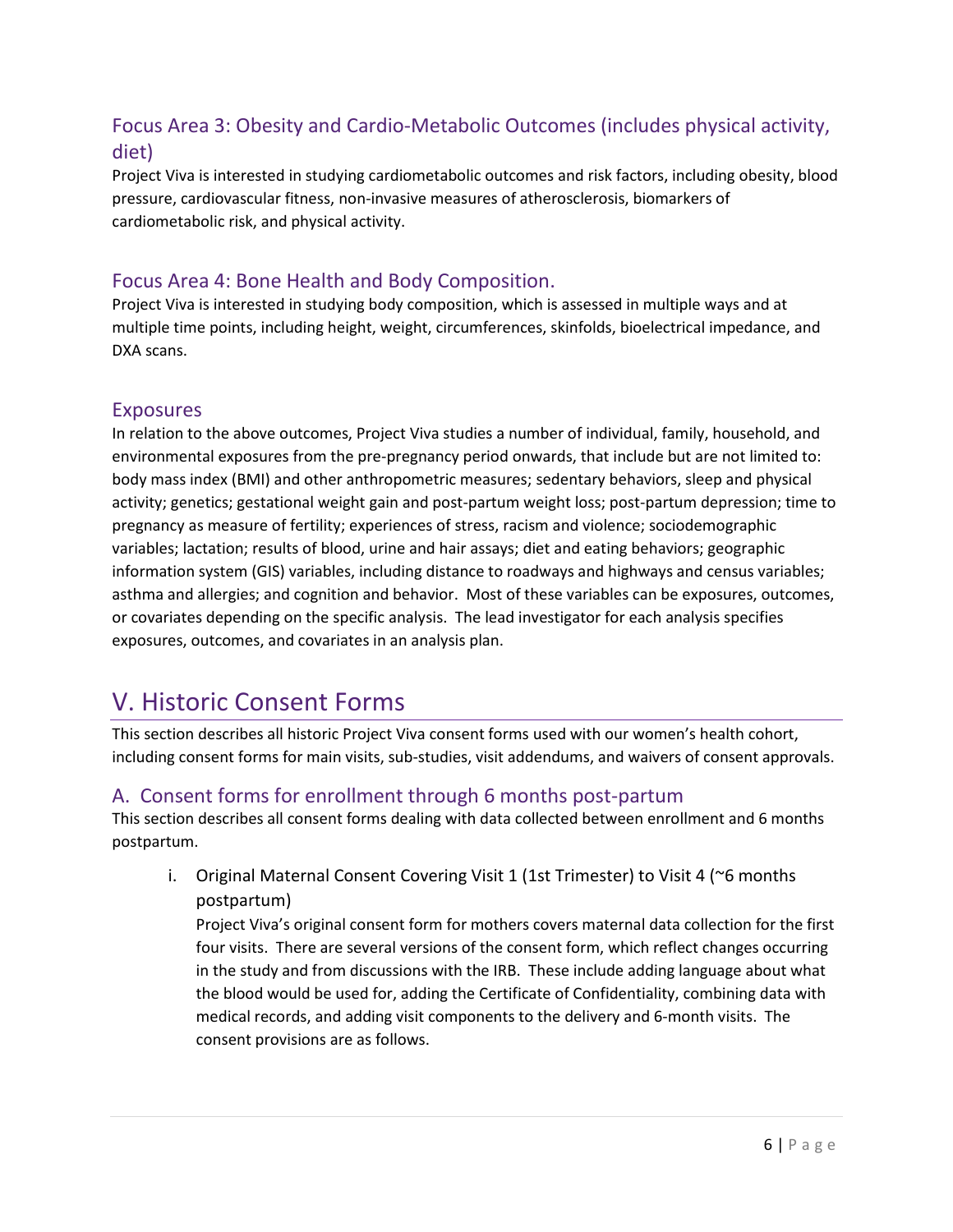### Focus Area 3: Obesity and Cardio-Metabolic Outcomes (includes physical activity, diet)

Project Viva is interested in studying cardiometabolic outcomes and risk factors, including obesity, blood pressure, cardiovascular fitness, non-invasive measures of atherosclerosis, biomarkers of cardiometabolic risk, and physical activity.

### Focus Area 4: Bone Health and Body Composition.

Project Viva is interested in studying body composition, which is assessed in multiple ways and at multiple time points, including height, weight, circumferences, skinfolds, bioelectrical impedance, and DXA scans.

### Exposures

In relation to the above outcomes, Project Viva studies a number of individual, family, household, and environmental exposures from the pre-pregnancy period onwards, that include but are not limited to: body mass index (BMI) and other anthropometric measures; sedentary behaviors, sleep and physical activity; genetics; gestational weight gain and post-partum weight loss; post-partum depression; time to pregnancy as measure of fertility; experiences of stress, racism and violence; sociodemographic variables; lactation; results of blood, urine and hair assays; diet and eating behaviors; geographic information system (GIS) variables, including distance to roadways and highways and census variables; asthma and allergies; and cognition and behavior. Most of these variables can be exposures, outcomes, or covariates depending on the specific analysis. The lead investigator for each analysis specifies exposures, outcomes, and covariates in an analysis plan.

# V. Historic Consent Forms

This section describes all historic Project Viva consent forms used with our women's health cohort, including consent forms for main visits, sub-studies, visit addendums, and waivers of consent approvals.

## A. Consent forms for enrollment through 6 months post-partum

This section describes all consent forms dealing with data collected between enrollment and 6 months postpartum.

i. Original Maternal Consent Covering Visit 1 (1st Trimester) to Visit 4 (~6 months postpartum)

Project Viva's original consent form for mothers covers maternal data collection for the first four visits. There are several versions of the consent form, which reflect changes occurring in the study and from discussions with the IRB. These include adding language about what the blood would be used for, adding the Certificate of Confidentiality, combining data with medical records, and adding visit components to the delivery and 6-month visits. The consent provisions are as follows.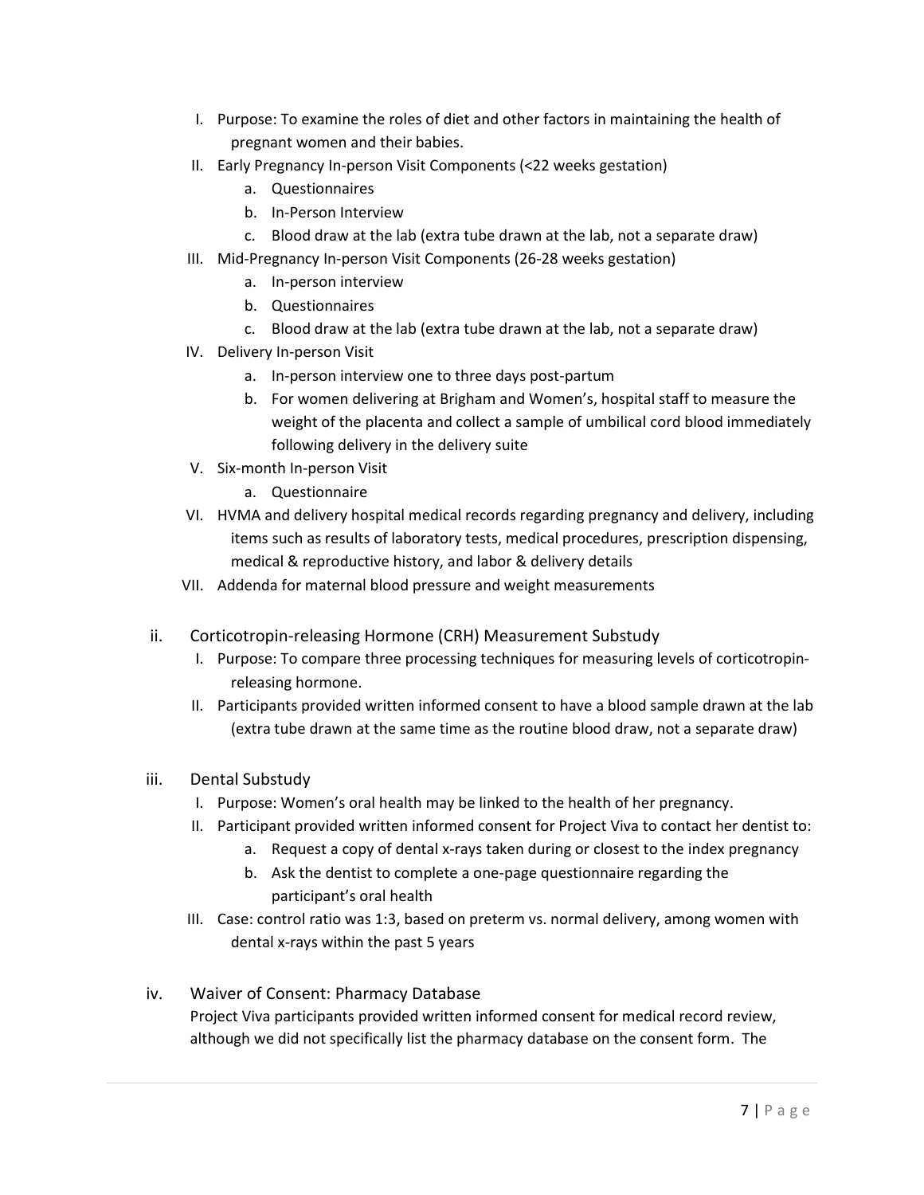I. Purpose: To examine the roles of diet and other factors in maintaining the health of pregnant women and their babies.
II. Early Pregnancy In-person Visit Components (<22 weeks gestation)
    a. Questionnaires
    b. In-Person Interview
    c. Blood draw at the lab (extra tube drawn at the lab, not a separate draw)
III. Mid-Pregnancy In-person Visit Components (26-28 weeks gestation)
    a. In-person interview
    b. Questionnaires
    c. Blood draw at the lab (extra tube drawn at the lab, not a separate draw)
IV. Delivery In-person Visit
    a. In-person interview one to three days post-partum
    b. For women delivering at Brigham and Women's, hospital staff to measure the weight of the placenta and collect a sample of umbilical cord blood immediately following delivery in the delivery suite
V. Six-month In-person Visit
    a. Questionnaire
VI. HVMA and delivery hospital medical records regarding pregnancy and delivery, including items such as results of laboratory tests, medical procedures, prescription dispensing, medical & reproductive history, and labor & delivery details
VII. Addenda for maternal blood pressure and weight measurements

ii. Corticotropin-releasing Hormone (CRH) Measurement Substudy

I. Purpose: To compare three processing techniques for measuring levels of corticotropin-releasing hormone.
II. Participants provided written informed consent to have a blood sample drawn at the lab (extra tube drawn at the same time as the routine blood draw, not a separate draw)

iii. Dental Substudy

I. Purpose: Women's oral health may be linked to the health of her pregnancy.
II. Participant provided written informed consent for Project Viva to contact her dentist to:
    a. Request a copy of dental x-rays taken during or closest to the index pregnancy
    b. Ask the dentist to complete a one-page questionnaire regarding the participant's oral health
III. Case: control ratio was 1:3, based on preterm vs. normal delivery, among women with dental x-rays within the past 5 years

iv. Waiver of Consent: Pharmacy Database

Project Viva participants provided written informed consent for medical record review, although we did not specifically list the pharmacy database on the consent form. The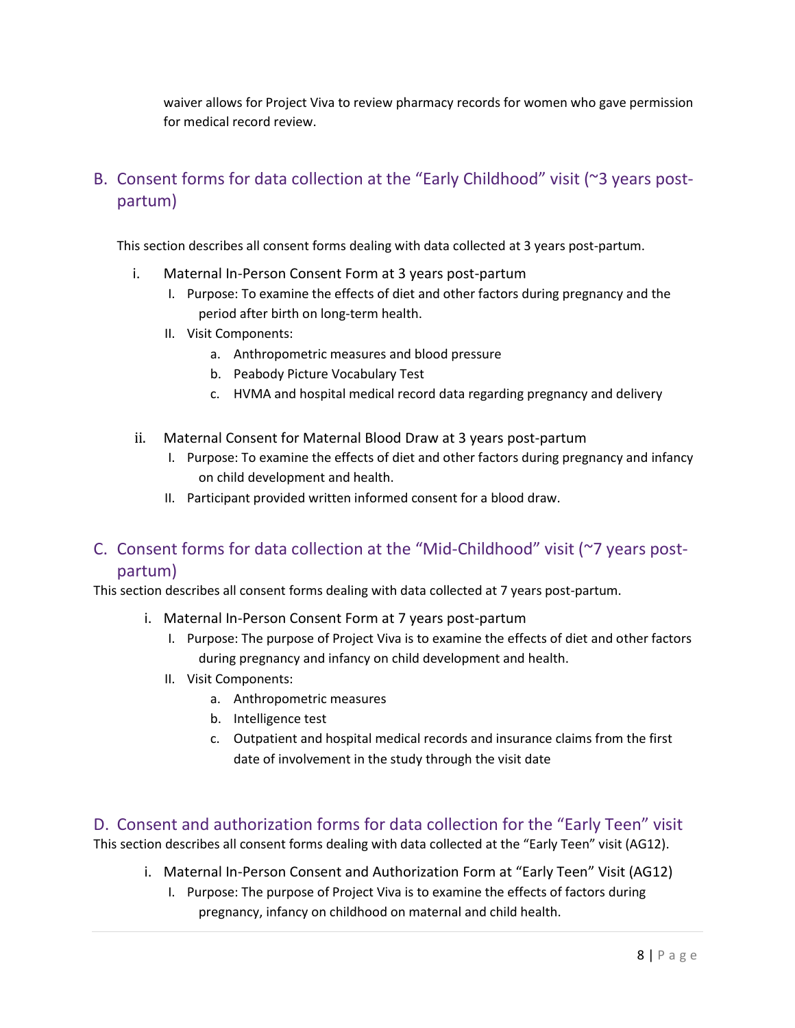waiver allows for Project Viva to review pharmacy records for women who gave permission for medical record review.

## B. Consent forms for data collection at the "Early Childhood" visit (~3 years post-partum)

This section describes all consent forms dealing with data collected at 3 years post-partum.

### i. Maternal In-Person Consent Form at 3 years post-partum

I. Purpose: To examine the effects of diet and other factors during pregnancy and the period after birth on long-term health.

II. Visit Components:

a. Anthropometric measures and blood pressure
b. Peabody Picture Vocabulary Test
c. HVMA and hospital medical record data regarding pregnancy and delivery

### ii. Maternal Consent for Maternal Blood Draw at 3 years post-partum

I. Purpose: To examine the effects of diet and other factors during pregnancy and infancy on child development and health.

II. Participant provided written informed consent for a blood draw.

## C. Consent forms for data collection at the "Mid-Childhood" visit (~7 years post-partum)

This section describes all consent forms dealing with data collected at 7 years post-partum.

### i. Maternal In-Person Consent Form at 7 years post-partum

I. Purpose: The purpose of Project Viva is to examine the effects of diet and other factors during pregnancy and infancy on child development and health.

II. Visit Components:

a. Anthropometric measures
b. Intelligence test
c. Outpatient and hospital medical records and insurance claims from the first date of involvement in the study through the visit date

## D. Consent and authorization forms for data collection for the "Early Teen" visit

This section describes all consent forms dealing with data collected at the "Early Teen" visit (AG12).

### i. Maternal In-Person Consent and Authorization Form at "Early Teen" Visit (AG12)

I. Purpose: The purpose of Project Viva is to examine the effects of factors during pregnancy, infancy on childhood on maternal and child health.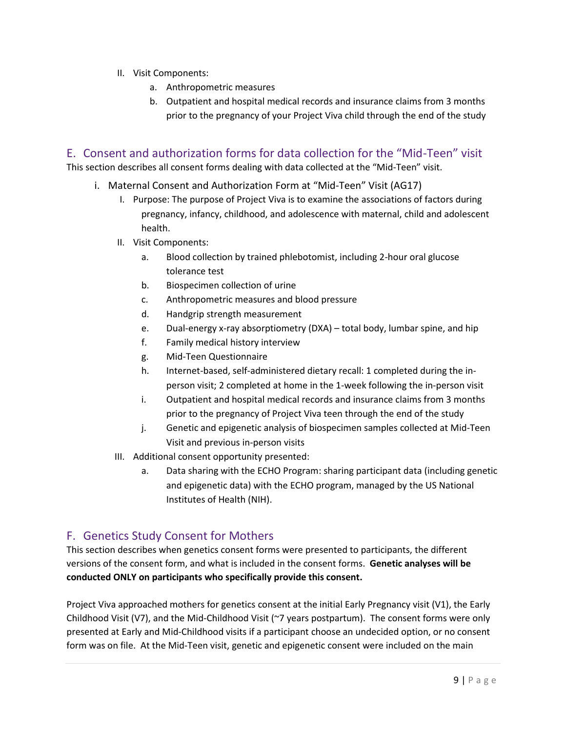II. Visit Components:

   a. Anthropometric measures
   b. Outpatient and hospital medical records and insurance claims from 3 months prior to the pregnancy of your Project Viva child through the end of the study

## E. Consent and authorization forms for data collection for the "Mid-Teen" visit

This section describes all consent forms dealing with data collected at the "Mid-Teen" visit.

i. Maternal Consent and Authorization Form at "Mid-Teen" Visit (AG17)

   I. Purpose: The purpose of Project Viva is to examine the associations of factors during pregnancy, infancy, childhood, and adolescence with maternal, child and adolescent health.

   II. Visit Components:

      a. Blood collection by trained phlebotomist, including 2-hour oral glucose tolerance test
      b. Biospecimen collection of urine
      c. Anthropometric measures and blood pressure
      d. Handgrip strength measurement
      e. Dual-energy x-ray absorptiometry (DXA) – total body, lumbar spine, and hip
      f. Family medical history interview
      g. Mid-Teen Questionnaire
      h. Internet-based, self-administered dietary recall: 1 completed during the in-person visit; 2 completed at home in the 1-week following the in-person visit
      i. Outpatient and hospital medical records and insurance claims from 3 months prior to the pregnancy of Project Viva teen through the end of the study
      j. Genetic and epigenetic analysis of biospecimen samples collected at Mid-Teen Visit and previous in-person visits

   III. Additional consent opportunity presented:

      a. Data sharing with the ECHO Program: sharing participant data (including genetic and epigenetic data) with the ECHO program, managed by the US National Institutes of Health (NIH).

## F. Genetics Study Consent for Mothers

This section describes when genetics consent forms were presented to participants, the different versions of the consent form, and what is included in the consent forms. **Genetic analyses will be conducted ONLY on participants who specifically provide this consent.**

Project Viva approached mothers for genetics consent at the initial Early Pregnancy visit (V1), the Early Childhood Visit (V7), and the Mid-Childhood Visit (~7 years postpartum). The consent forms were only presented at Early and Mid-Childhood visits if a participant choose an undecided option, or no consent form was on file. At the Mid-Teen visit, genetic and epigenetic consent were included on the main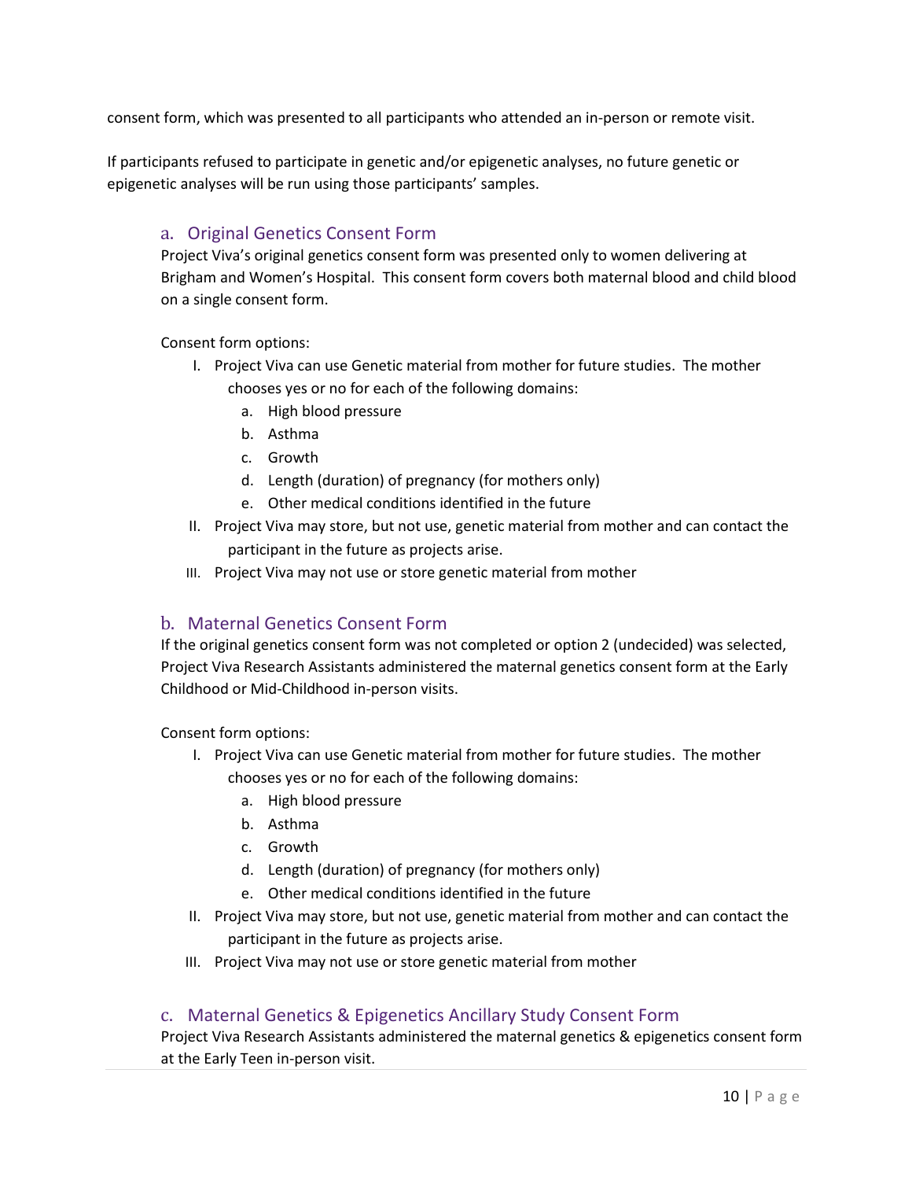consent form, which was presented to all participants who attended an in-person or remote visit.

If participants refused to participate in genetic and/or epigenetic analyses, no future genetic or epigenetic analyses will be run using those participants' samples.

### a. Original Genetics Consent Form

Project Viva's original genetics consent form was presented only to women delivering at Brigham and Women's Hospital. This consent form covers both maternal blood and child blood on a single consent form.

Consent form options:

I. Project Viva can use Genetic material from mother for future studies. The mother chooses yes or no for each of the following domains:
   a. High blood pressure
   b. Asthma
   c. Growth
   d. Length (duration) of pregnancy (for mothers only)
   e. Other medical conditions identified in the future

II. Project Viva may store, but not use, genetic material from mother and can contact the participant in the future as projects arise.

III. Project Viva may not use or store genetic material from mother

### b. Maternal Genetics Consent Form

If the original genetics consent form was not completed or option 2 (undecided) was selected, Project Viva Research Assistants administered the maternal genetics consent form at the Early Childhood or Mid-Childhood in-person visits.

Consent form options:

I. Project Viva can use Genetic material from mother for future studies. The mother chooses yes or no for each of the following domains:
   a. High blood pressure
   b. Asthma
   c. Growth
   d. Length (duration) of pregnancy (for mothers only)
   e. Other medical conditions identified in the future

II. Project Viva may store, but not use, genetic material from mother and can contact the participant in the future as projects arise.

III. Project Viva may not use or store genetic material from mother

### c. Maternal Genetics & Epigenetics Ancillary Study Consent Form

Project Viva Research Assistants administered the maternal genetics & epigenetics consent form at the Early Teen in-person visit.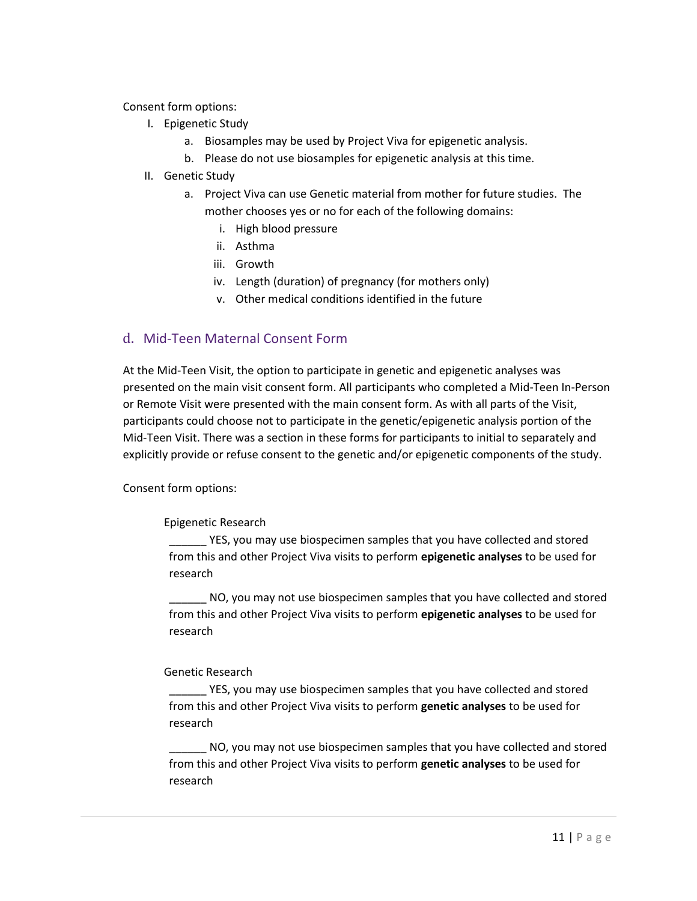Consent form options:

I. Epigenetic Study
   a. Biosamples may be used by Project Viva for epigenetic analysis.
   b. Please do not use biosamples for epigenetic analysis at this time.
II. Genetic Study
   a. Project Viva can use Genetic material from mother for future studies. The mother chooses yes or no for each of the following domains:
      i. High blood pressure
      ii. Asthma
      iii. Growth
      iv. Length (duration) of pregnancy (for mothers only)
      v. Other medical conditions identified in the future

## d. Mid-Teen Maternal Consent Form

At the Mid-Teen Visit, the option to participate in genetic and epigenetic analyses was presented on the main visit consent form. All participants who completed a Mid-Teen In-Person or Remote Visit were presented with the main consent form. As with all parts of the Visit, participants could choose not to participate in the genetic/epigenetic analysis portion of the Mid-Teen Visit. There was a section in these forms for participants to initial to separately and explicitly provide or refuse consent to the genetic and/or epigenetic components of the study.

Consent form options:

Epigenetic Research

______ YES, you may use biospecimen samples that you have collected and stored from this and other Project Viva visits to perform **epigenetic analyses** to be used for research

______ NO, you may not use biospecimen samples that you have collected and stored from this and other Project Viva visits to perform **epigenetic analyses** to be used for research

Genetic Research

______ YES, you may use biospecimen samples that you have collected and stored from this and other Project Viva visits to perform **genetic analyses** to be used for research

______ NO, you may not use biospecimen samples that you have collected and stored from this and other Project Viva visits to perform **genetic analyses** to be used for research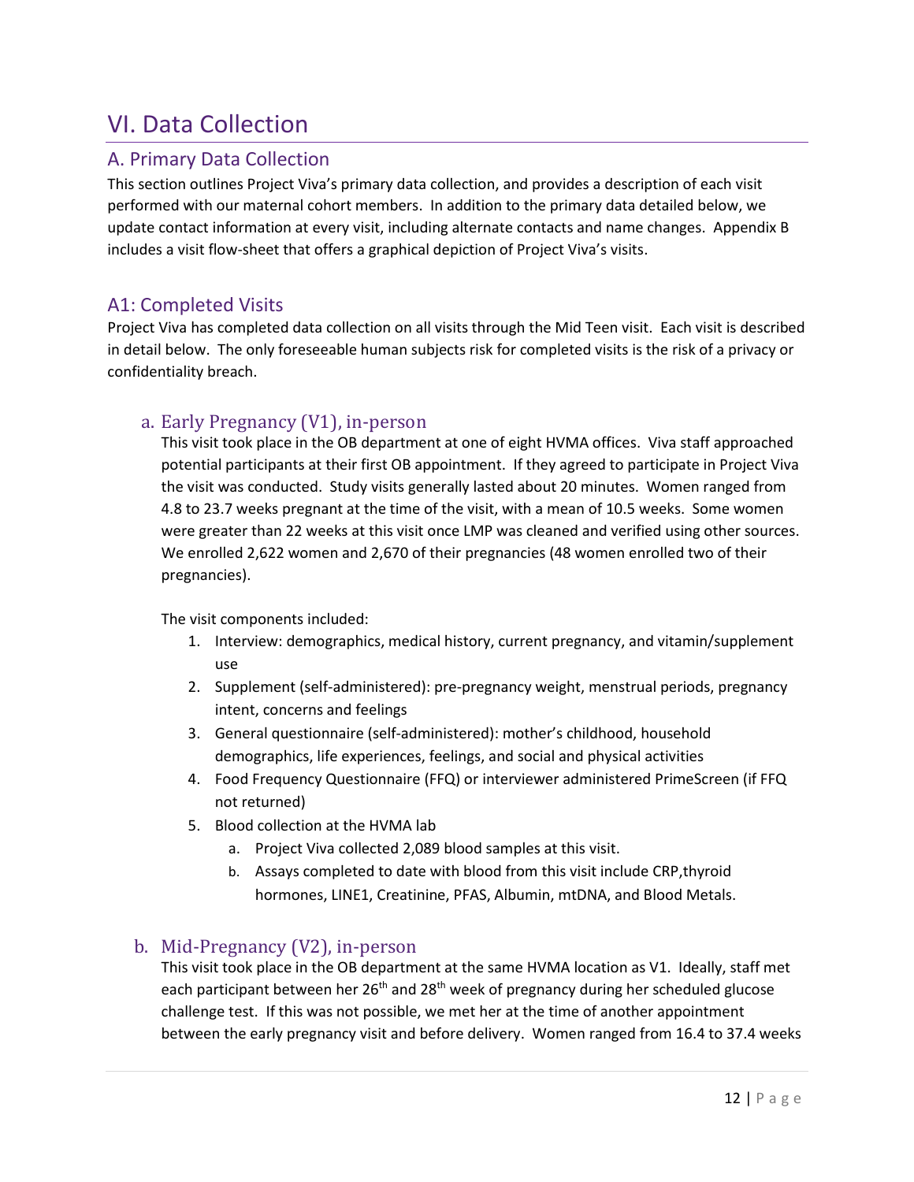# VI. Data Collection

## A. Primary Data Collection

This section outlines Project Viva's primary data collection, and provides a description of each visit performed with our maternal cohort members. In addition to the primary data detailed below, we update contact information at every visit, including alternate contacts and name changes. Appendix B includes a visit flow-sheet that offers a graphical depiction of Project Viva's visits.

## A1: Completed Visits

Project Viva has completed data collection on all visits through the Mid Teen visit. Each visit is described in detail below. The only foreseeable human subjects risk for completed visits is the risk of a privacy or confidentiality breach.

### a. Early Pregnancy (V1), in-person

This visit took place in the OB department at one of eight HVMA offices. Viva staff approached potential participants at their first OB appointment. If they agreed to participate in Project Viva the visit was conducted. Study visits generally lasted about 20 minutes. Women ranged from 4.8 to 23.7 weeks pregnant at the time of the visit, with a mean of 10.5 weeks. Some women were greater than 22 weeks at this visit once LMP was cleaned and verified using other sources. We enrolled 2,622 women and 2,670 of their pregnancies (48 women enrolled two of their pregnancies).

The visit components included:

1. Interview: demographics, medical history, current pregnancy, and vitamin/supplement use
2. Supplement (self-administered): pre-pregnancy weight, menstrual periods, pregnancy intent, concerns and feelings
3. General questionnaire (self-administered): mother's childhood, household demographics, life experiences, feelings, and social and physical activities
4. Food Frequency Questionnaire (FFQ) or interviewer administered PrimeScreen (if FFQ not returned)
5. Blood collection at the HVMA lab
   a. Project Viva collected 2,089 blood samples at this visit.
   b. Assays completed to date with blood from this visit include CRP,thyroid hormones, LINE1, Creatinine, PFAS, Albumin, mtDNA, and Blood Metals.

### b. Mid-Pregnancy (V2), in-person

This visit took place in the OB department at the same HVMA location as V1. Ideally, staff met each participant between her 26th and 28th week of pregnancy during her scheduled glucose challenge test. If this was not possible, we met her at the time of another appointment between the early pregnancy visit and before delivery. Women ranged from 16.4 to 37.4 weeks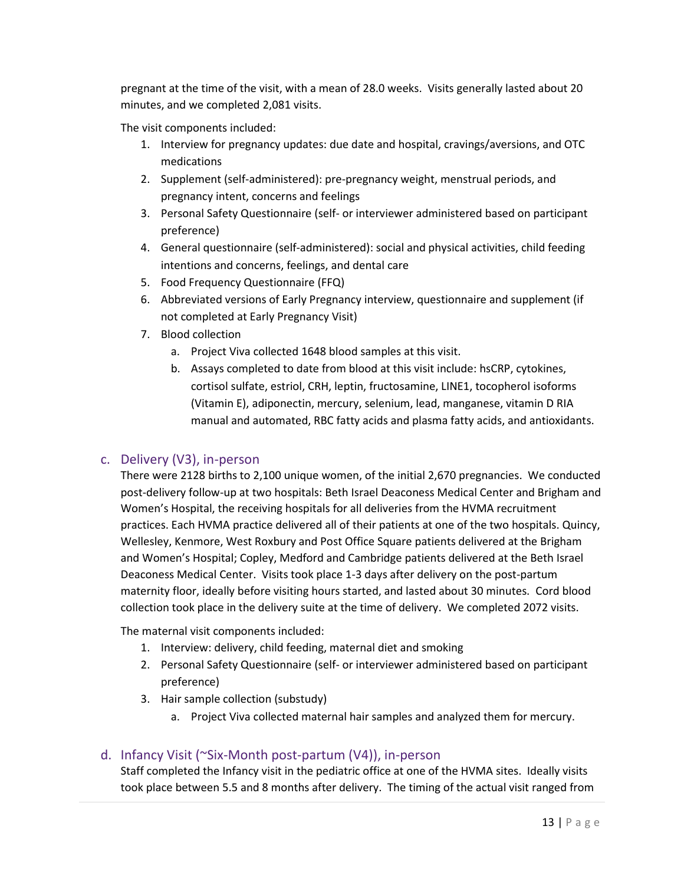pregnant at the time of the visit, with a mean of 28.0 weeks. Visits generally lasted about 20 minutes, and we completed 2,081 visits.

The visit components included:

1. Interview for pregnancy updates: due date and hospital, cravings/aversions, and OTC medications
2. Supplement (self-administered): pre-pregnancy weight, menstrual periods, and pregnancy intent, concerns and feelings
3. Personal Safety Questionnaire (self- or interviewer administered based on participant preference)
4. General questionnaire (self-administered): social and physical activities, child feeding intentions and concerns, feelings, and dental care
5. Food Frequency Questionnaire (FFQ)
6. Abbreviated versions of Early Pregnancy interview, questionnaire and supplement (if not completed at Early Pregnancy Visit)
7. Blood collection
    a. Project Viva collected 1648 blood samples at this visit.
    b. Assays completed to date from blood at this visit include: hsCRP, cytokines, cortisol sulfate, estriol, CRH, leptin, fructosamine, LINE1, tocopherol isoforms (Vitamin E), adiponectin, mercury, selenium, lead, manganese, vitamin D RIA manual and automated, RBC fatty acids and plasma fatty acids, and antioxidants.

## c. Delivery (V3), in-person

There were 2128 births to 2,100 unique women, of the initial 2,670 pregnancies. We conducted post-delivery follow-up at two hospitals: Beth Israel Deaconess Medical Center and Brigham and Women's Hospital, the receiving hospitals for all deliveries from the HVMA recruitment practices. Each HVMA practice delivered all of their patients at one of the two hospitals. Quincy, Wellesley, Kenmore, West Roxbury and Post Office Square patients delivered at the Brigham and Women's Hospital; Copley, Medford and Cambridge patients delivered at the Beth Israel Deaconess Medical Center. Visits took place 1-3 days after delivery on the post-partum maternity floor, ideally before visiting hours started, and lasted about 30 minutes. Cord blood collection took place in the delivery suite at the time of delivery. We completed 2072 visits.

The maternal visit components included:

1. Interview: delivery, child feeding, maternal diet and smoking
2. Personal Safety Questionnaire (self- or interviewer administered based on participant preference)
3. Hair sample collection (substudy)
    a. Project Viva collected maternal hair samples and analyzed them for mercury.

## d. Infancy Visit (~Six-Month post-partum (V4)), in-person

Staff completed the Infancy visit in the pediatric office at one of the HVMA sites. Ideally visits took place between 5.5 and 8 months after delivery. The timing of the actual visit ranged from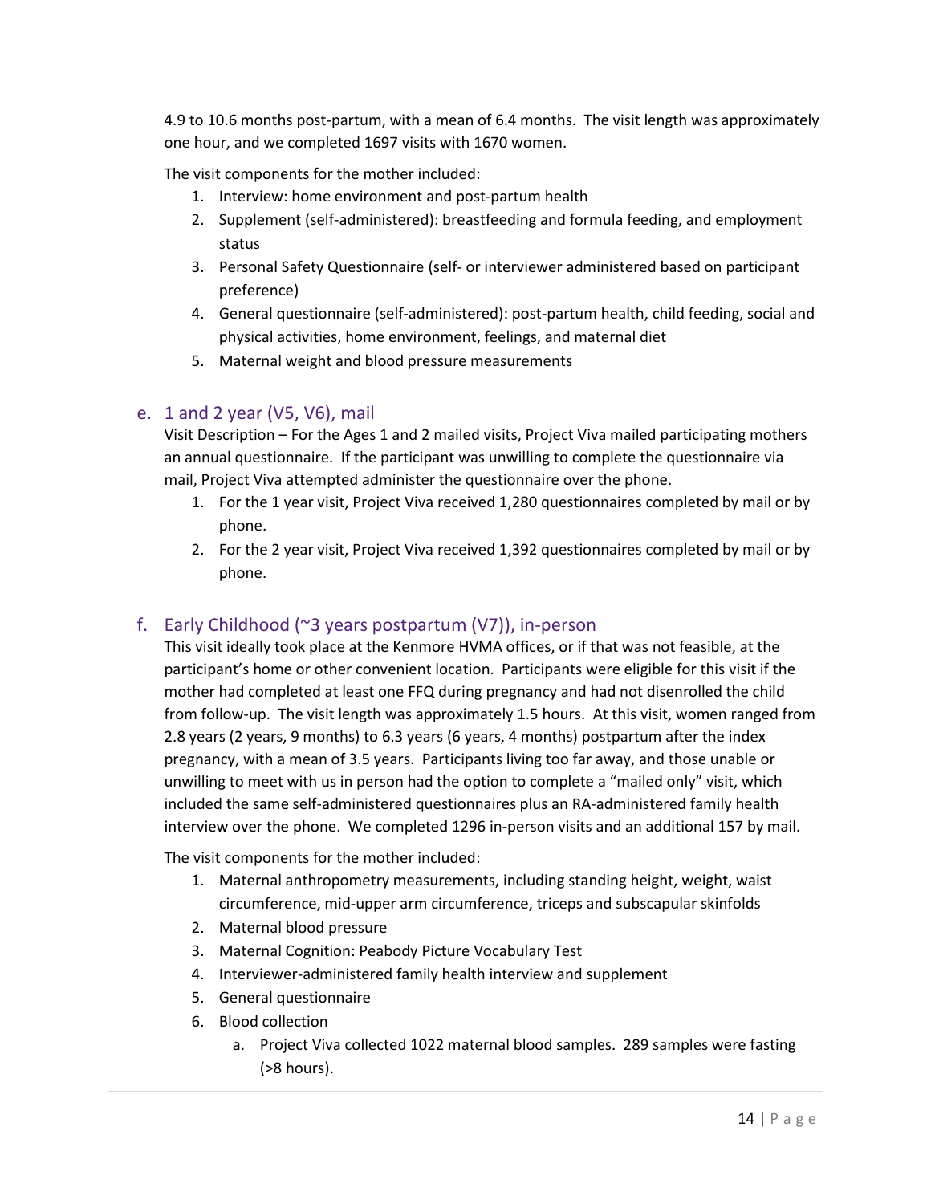4.9 to 10.6 months post-partum, with a mean of 6.4 months. The visit length was approximately one hour, and we completed 1697 visits with 1670 women.

The visit components for the mother included:

1. Interview: home environment and post-partum health
2. Supplement (self-administered): breastfeeding and formula feeding, and employment status
3. Personal Safety Questionnaire (self- or interviewer administered based on participant preference)
4. General questionnaire (self-administered): post-partum health, child feeding, social and physical activities, home environment, feelings, and maternal diet
5. Maternal weight and blood pressure measurements

## e. 1 and 2 year (V5, V6), mail

Visit Description – For the Ages 1 and 2 mailed visits, Project Viva mailed participating mothers an annual questionnaire. If the participant was unwilling to complete the questionnaire via mail, Project Viva attempted administer the questionnaire over the phone.

1. For the 1 year visit, Project Viva received 1,280 questionnaires completed by mail or by phone.
2. For the 2 year visit, Project Viva received 1,392 questionnaires completed by mail or by phone.

## f. Early Childhood (~3 years postpartum (V7)), in-person

This visit ideally took place at the Kenmore HVMA offices, or if that was not feasible, at the participant's home or other convenient location. Participants were eligible for this visit if the mother had completed at least one FFQ during pregnancy and had not disenrolled the child from follow-up. The visit length was approximately 1.5 hours. At this visit, women ranged from 2.8 years (2 years, 9 months) to 6.3 years (6 years, 4 months) postpartum after the index pregnancy, with a mean of 3.5 years. Participants living too far away, and those unable or unwilling to meet with us in person had the option to complete a "mailed only" visit, which included the same self-administered questionnaires plus an RA-administered family health interview over the phone. We completed 1296 in-person visits and an additional 157 by mail.

The visit components for the mother included:

1. Maternal anthropometry measurements, including standing height, weight, waist circumference, mid-upper arm circumference, triceps and subscapular skinfolds
2. Maternal blood pressure
3. Maternal Cognition: Peabody Picture Vocabulary Test
4. Interviewer-administered family health interview and supplement
5. General questionnaire
6. Blood collection
   a. Project Viva collected 1022 maternal blood samples. 289 samples were fasting (>8 hours).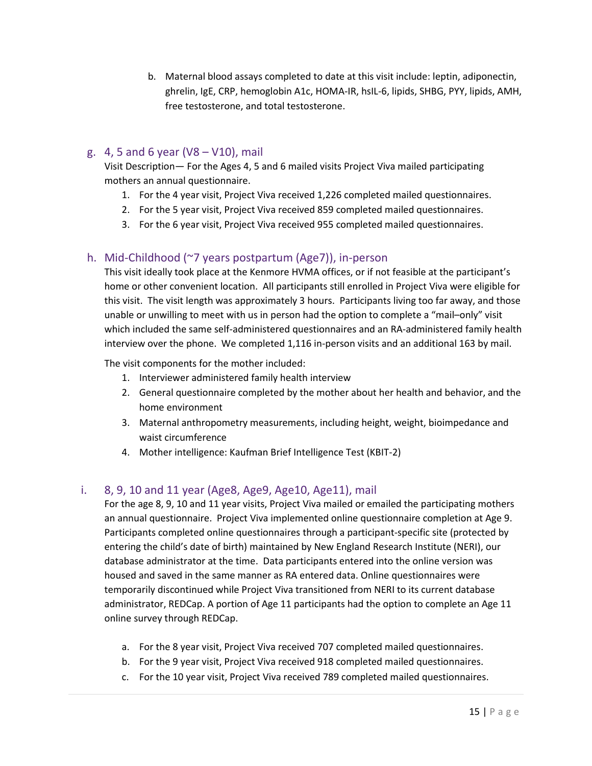b. Maternal blood assays completed to date at this visit include: leptin, adiponectin, ghrelin, IgE, CRP, hemoglobin A1c, HOMA-IR, hsIL-6, lipids, SHBG, PYY, lipids, AMH, free testosterone, and total testosterone.

### g. 4, 5 and 6 year (V8 – V10), mail

Visit Description— For the Ages 4, 5 and 6 mailed visits Project Viva mailed participating mothers an annual questionnaire.

1. For the 4 year visit, Project Viva received 1,226 completed mailed questionnaires.
2. For the 5 year visit, Project Viva received 859 completed mailed questionnaires.
3. For the 6 year visit, Project Viva received 955 completed mailed questionnaires.

### h. Mid-Childhood (~7 years postpartum (Age7)), in-person

This visit ideally took place at the Kenmore HVMA offices, or if not feasible at the participant's home or other convenient location. All participants still enrolled in Project Viva were eligible for this visit. The visit length was approximately 3 hours. Participants living too far away, and those unable or unwilling to meet with us in person had the option to complete a "mail–only" visit which included the same self-administered questionnaires and an RA-administered family health interview over the phone. We completed 1,116 in-person visits and an additional 163 by mail.

The visit components for the mother included:

1. Interviewer administered family health interview
2. General questionnaire completed by the mother about her health and behavior, and the home environment
3. Maternal anthropometry measurements, including height, weight, bioimpedance and waist circumference
4. Mother intelligence: Kaufman Brief Intelligence Test (KBIT-2)

### i. 8, 9, 10 and 11 year (Age8, Age9, Age10, Age11), mail

For the age 8, 9, 10 and 11 year visits, Project Viva mailed or emailed the participating mothers an annual questionnaire. Project Viva implemented online questionnaire completion at Age 9. Participants completed online questionnaires through a participant-specific site (protected by entering the child's date of birth) maintained by New England Research Institute (NERI), our database administrator at the time. Data participants entered into the online version was housed and saved in the same manner as RA entered data. Online questionnaires were temporarily discontinued while Project Viva transitioned from NERI to its current database administrator, REDCap. A portion of Age 11 participants had the option to complete an Age 11 online survey through REDCap.

a. For the 8 year visit, Project Viva received 707 completed mailed questionnaires.
b. For the 9 year visit, Project Viva received 918 completed mailed questionnaires.
c. For the 10 year visit, Project Viva received 789 completed mailed questionnaires.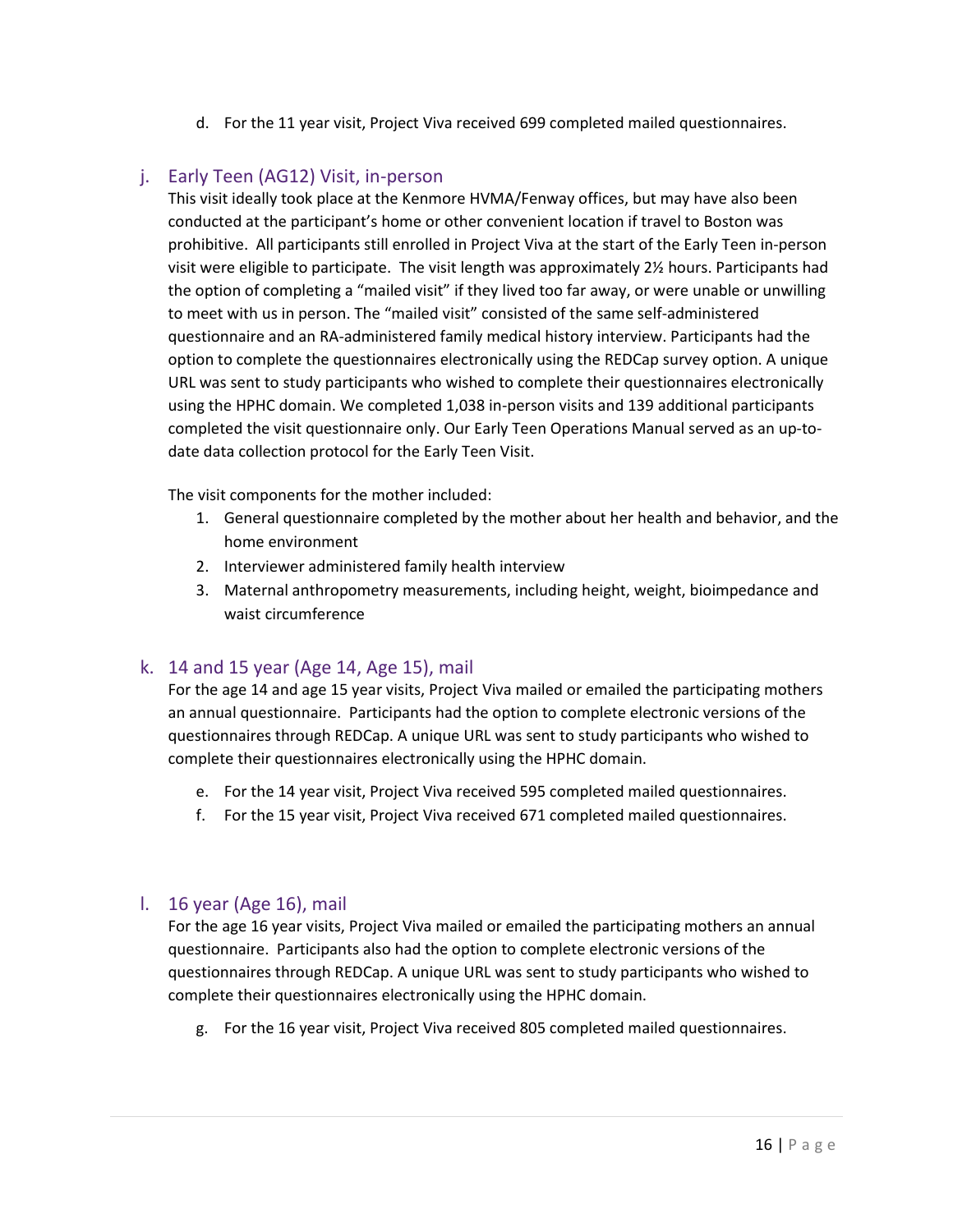d. For the 11 year visit, Project Viva received 699 completed mailed questionnaires.

## j. Early Teen (AG12) Visit, in-person

This visit ideally took place at the Kenmore HVMA/Fenway offices, but may have also been conducted at the participant's home or other convenient location if travel to Boston was prohibitive. All participants still enrolled in Project Viva at the start of the Early Teen in-person visit were eligible to participate. The visit length was approximately 2½ hours. Participants had the option of completing a "mailed visit" if they lived too far away, or were unable or unwilling to meet with us in person. The "mailed visit" consisted of the same self-administered questionnaire and an RA-administered family medical history interview. Participants had the option to complete the questionnaires electronically using the REDCap survey option. A unique URL was sent to study participants who wished to complete their questionnaires electronically using the HPHC domain. We completed 1,038 in-person visits and 139 additional participants completed the visit questionnaire only. Our Early Teen Operations Manual served as an up-to-date data collection protocol for the Early Teen Visit.

The visit components for the mother included:

1. General questionnaire completed by the mother about her health and behavior, and the home environment
2. Interviewer administered family health interview
3. Maternal anthropometry measurements, including height, weight, bioimpedance and waist circumference

## k. 14 and 15 year (Age 14, Age 15), mail

For the age 14 and age 15 year visits, Project Viva mailed or emailed the participating mothers an annual questionnaire. Participants had the option to complete electronic versions of the questionnaires through REDCap. A unique URL was sent to study participants who wished to complete their questionnaires electronically using the HPHC domain.

e. For the 14 year visit, Project Viva received 595 completed mailed questionnaires.
f. For the 15 year visit, Project Viva received 671 completed mailed questionnaires.

## l. 16 year (Age 16), mail

For the age 16 year visits, Project Viva mailed or emailed the participating mothers an annual questionnaire. Participants also had the option to complete electronic versions of the questionnaires through REDCap. A unique URL was sent to study participants who wished to complete their questionnaires electronically using the HPHC domain.

g. For the 16 year visit, Project Viva received 805 completed mailed questionnaires.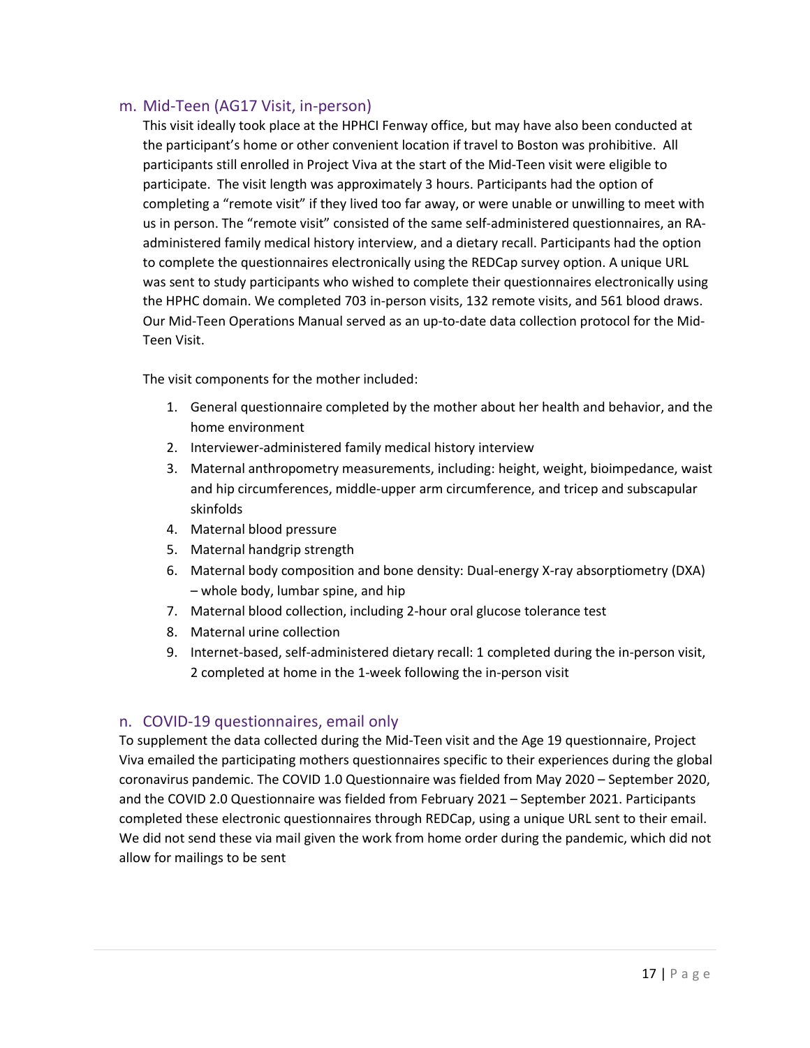## m. Mid-Teen (AG17 Visit, in-person)

This visit ideally took place at the HPHCI Fenway office, but may have also been conducted at the participant's home or other convenient location if travel to Boston was prohibitive. All participants still enrolled in Project Viva at the start of the Mid-Teen visit were eligible to participate. The visit length was approximately 3 hours. Participants had the option of completing a "remote visit" if they lived too far away, or were unable or unwilling to meet with us in person. The "remote visit" consisted of the same self-administered questionnaires, an RA-administered family medical history interview, and a dietary recall. Participants had the option to complete the questionnaires electronically using the REDCap survey option. A unique URL was sent to study participants who wished to complete their questionnaires electronically using the HPHC domain. We completed 703 in-person visits, 132 remote visits, and 561 blood draws. Our Mid-Teen Operations Manual served as an up-to-date data collection protocol for the Mid-Teen Visit.

The visit components for the mother included:

1. General questionnaire completed by the mother about her health and behavior, and the home environment
2. Interviewer-administered family medical history interview
3. Maternal anthropometry measurements, including: height, weight, bioimpedance, waist and hip circumferences, middle-upper arm circumference, and tricep and subscapular skinfolds
4. Maternal blood pressure
5. Maternal handgrip strength
6. Maternal body composition and bone density: Dual-energy X-ray absorptiometry (DXA) – whole body, lumbar spine, and hip
7. Maternal blood collection, including 2-hour oral glucose tolerance test
8. Maternal urine collection
9. Internet-based, self-administered dietary recall: 1 completed during the in-person visit, 2 completed at home in the 1-week following the in-person visit

## n. COVID-19 questionnaires, email only

To supplement the data collected during the Mid-Teen visit and the Age 19 questionnaire, Project Viva emailed the participating mothers questionnaires specific to their experiences during the global coronavirus pandemic. The COVID 1.0 Questionnaire was fielded from May 2020 – September 2020, and the COVID 2.0 Questionnaire was fielded from February 2021 – September 2021. Participants completed these electronic questionnaires through REDCap, using a unique URL sent to their email. We did not send these via mail given the work from home order during the pandemic, which did not allow for mailings to be sent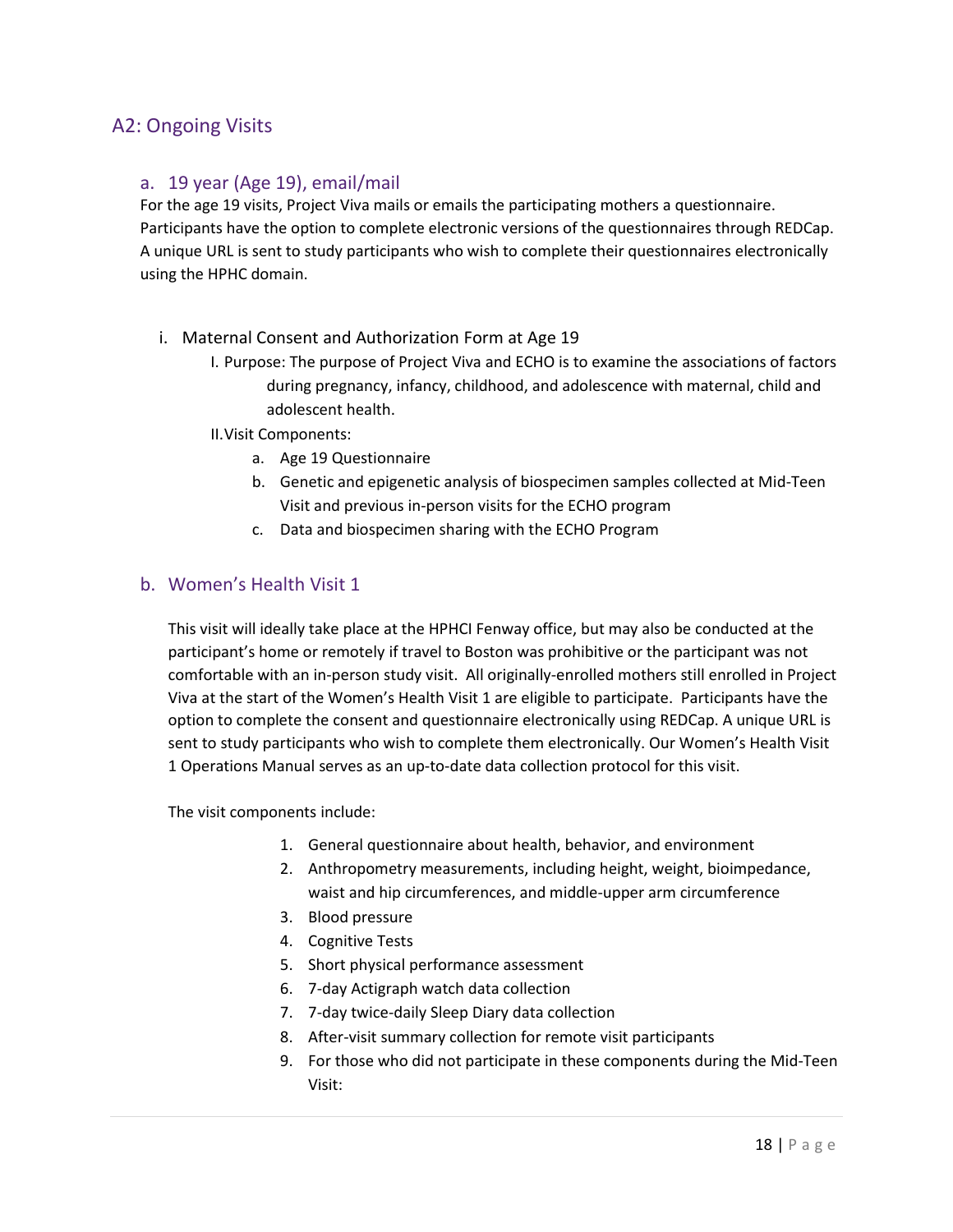## A2: Ongoing Visits

### a. 19 year (Age 19), email/mail

For the age 19 visits, Project Viva mails or emails the participating mothers a questionnaire. Participants have the option to complete electronic versions of the questionnaires through REDCap. A unique URL is sent to study participants who wish to complete their questionnaires electronically using the HPHC domain.

i. Maternal Consent and Authorization Form at Age 19
   - I. Purpose: The purpose of Project Viva and ECHO is to examine the associations of factors during pregnancy, infancy, childhood, and adolescence with maternal, child and adolescent health.
   - II. Visit Components:
     - a. Age 19 Questionnaire
     - b. Genetic and epigenetic analysis of biospecimen samples collected at Mid-Teen Visit and previous in-person visits for the ECHO program
     - c. Data and biospecimen sharing with the ECHO Program

### b. Women's Health Visit 1

This visit will ideally take place at the HPHCI Fenway office, but may also be conducted at the participant's home or remotely if travel to Boston was prohibitive or the participant was not comfortable with an in-person study visit. All originally-enrolled mothers still enrolled in Project Viva at the start of the Women's Health Visit 1 are eligible to participate. Participants have the option to complete the consent and questionnaire electronically using REDCap. A unique URL is sent to study participants who wish to complete them electronically. Our Women's Health Visit 1 Operations Manual serves as an up-to-date data collection protocol for this visit.

The visit components include:

1. General questionnaire about health, behavior, and environment
2. Anthropometry measurements, including height, weight, bioimpedance, waist and hip circumferences, and middle-upper arm circumference
3. Blood pressure
4. Cognitive Tests
5. Short physical performance assessment
6. 7-day Actigraph watch data collection
7. 7-day twice-daily Sleep Diary data collection
8. After-visit summary collection for remote visit participants
9. For those who did not participate in these components during the Mid-Teen Visit: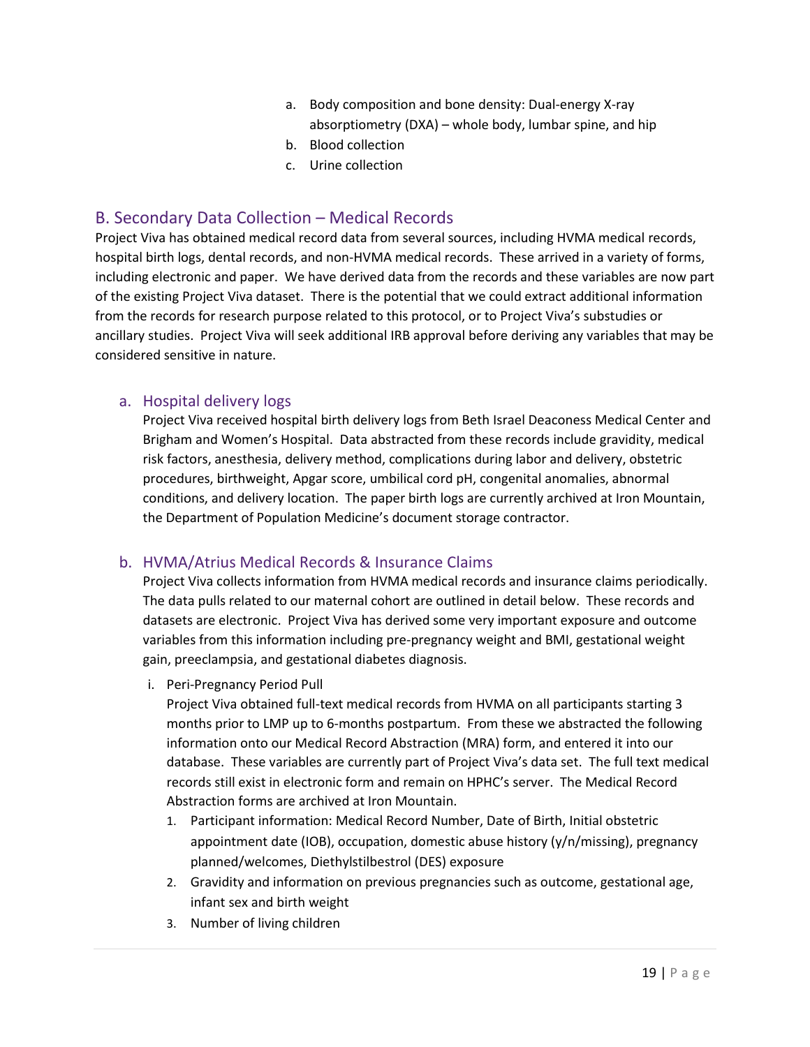a. Body composition and bone density: Dual-energy X-ray absorptiometry (DXA) – whole body, lumbar spine, and hip
b. Blood collection
c. Urine collection

## B. Secondary Data Collection – Medical Records

Project Viva has obtained medical record data from several sources, including HVMA medical records, hospital birth logs, dental records, and non-HVMA medical records. These arrived in a variety of forms, including electronic and paper. We have derived data from the records and these variables are now part of the existing Project Viva dataset. There is the potential that we could extract additional information from the records for research purpose related to this protocol, or to Project Viva's substudies or ancillary studies. Project Viva will seek additional IRB approval before deriving any variables that may be considered sensitive in nature.

### a. Hospital delivery logs

Project Viva received hospital birth delivery logs from Beth Israel Deaconess Medical Center and Brigham and Women's Hospital. Data abstracted from these records include gravidity, medical risk factors, anesthesia, delivery method, complications during labor and delivery, obstetric procedures, birthweight, Apgar score, umbilical cord pH, congenital anomalies, abnormal conditions, and delivery location. The paper birth logs are currently archived at Iron Mountain, the Department of Population Medicine's document storage contractor.

### b. HVMA/Atrius Medical Records & Insurance Claims

Project Viva collects information from HVMA medical records and insurance claims periodically. The data pulls related to our maternal cohort are outlined in detail below. These records and datasets are electronic. Project Viva has derived some very important exposure and outcome variables from this information including pre-pregnancy weight and BMI, gestational weight gain, preeclampsia, and gestational diabetes diagnosis.

i. Peri-Pregnancy Period Pull

Project Viva obtained full-text medical records from HVMA on all participants starting 3 months prior to LMP up to 6-months postpartum. From these we abstracted the following information onto our Medical Record Abstraction (MRA) form, and entered it into our database. These variables are currently part of Project Viva's data set. The full text medical records still exist in electronic form and remain on HPHC's server. The Medical Record Abstraction forms are archived at Iron Mountain.

1. Participant information: Medical Record Number, Date of Birth, Initial obstetric appointment date (IOB), occupation, domestic abuse history (y/n/missing), pregnancy planned/welcomes, Diethylstilbestrol (DES) exposure
2. Gravidity and information on previous pregnancies such as outcome, gestational age, infant sex and birth weight
3. Number of living children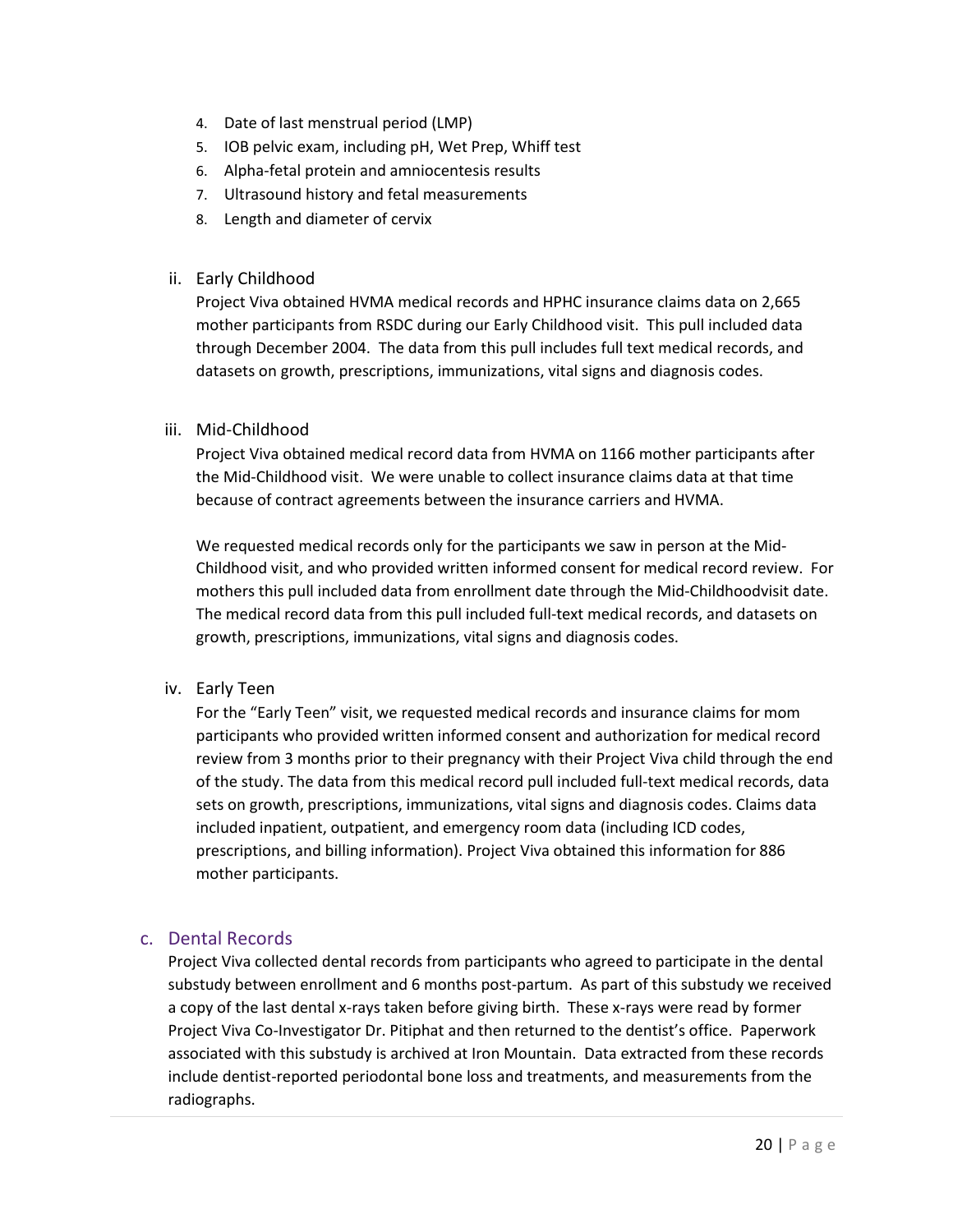4. Date of last menstrual period (LMP)
5. IOB pelvic exam, including pH, Wet Prep, Whiff test
6. Alpha-fetal protein and amniocentesis results
7. Ultrasound history and fetal measurements
8. Length and diameter of cervix

#### ii. Early Childhood

Project Viva obtained HVMA medical records and HPHC insurance claims data on 2,665 mother participants from RSDC during our Early Childhood visit. This pull included data through December 2004. The data from this pull includes full text medical records, and datasets on growth, prescriptions, immunizations, vital signs and diagnosis codes.

#### iii. Mid-Childhood

Project Viva obtained medical record data from HVMA on 1166 mother participants after the Mid-Childhood visit. We were unable to collect insurance claims data at that time because of contract agreements between the insurance carriers and HVMA.

We requested medical records only for the participants we saw in person at the Mid-Childhood visit, and who provided written informed consent for medical record review. For mothers this pull included data from enrollment date through the Mid-Childhoodvisit date. The medical record data from this pull included full-text medical records, and datasets on growth, prescriptions, immunizations, vital signs and diagnosis codes.

#### iv. Early Teen

For the "Early Teen" visit, we requested medical records and insurance claims for mom participants who provided written informed consent and authorization for medical record review from 3 months prior to their pregnancy with their Project Viva child through the end of the study. The data from this medical record pull included full-text medical records, data sets on growth, prescriptions, immunizations, vital signs and diagnosis codes. Claims data included inpatient, outpatient, and emergency room data (including ICD codes, prescriptions, and billing information). Project Viva obtained this information for 886 mother participants.

### c. Dental Records

Project Viva collected dental records from participants who agreed to participate in the dental substudy between enrollment and 6 months post-partum. As part of this substudy we received a copy of the last dental x-rays taken before giving birth. These x-rays were read by former Project Viva Co-Investigator Dr. Pitiphat and then returned to the dentist's office. Paperwork associated with this substudy is archived at Iron Mountain. Data extracted from these records include dentist-reported periodontal bone loss and treatments, and measurements from the radiographs.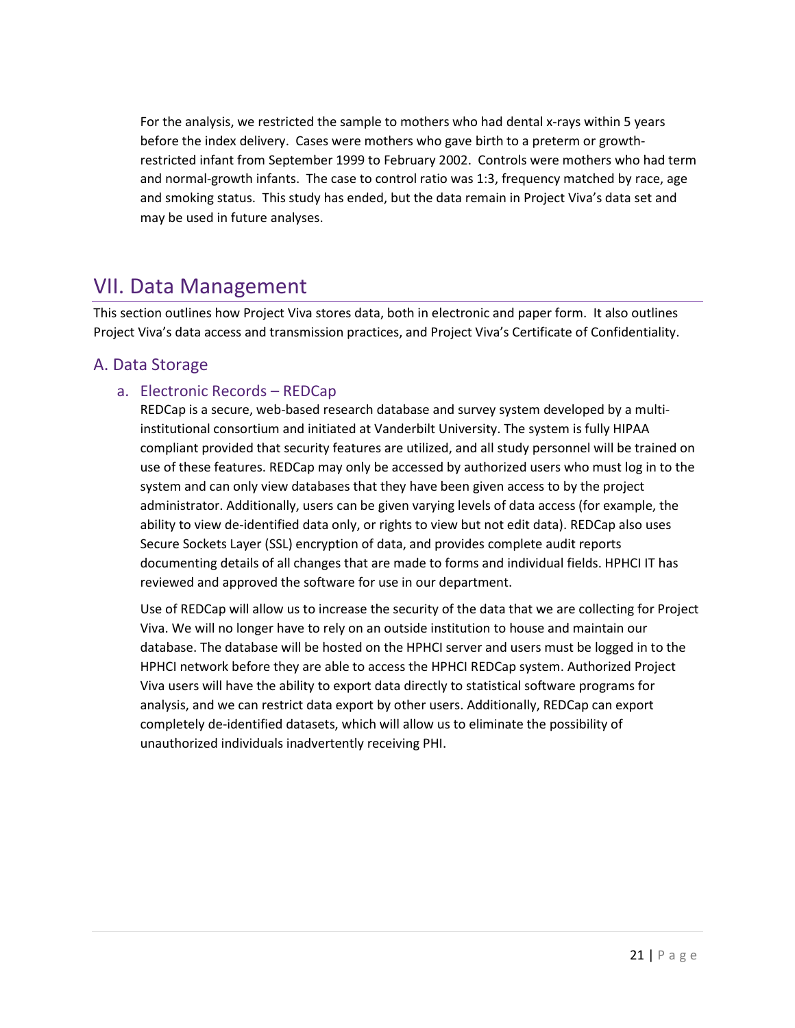For the analysis, we restricted the sample to mothers who had dental x-rays within 5 years before the index delivery. Cases were mothers who gave birth to a preterm or growth-restricted infant from September 1999 to February 2002. Controls were mothers who had term and normal-growth infants. The case to control ratio was 1:3, frequency matched by race, age and smoking status. This study has ended, but the data remain in Project Viva's data set and may be used in future analyses.

# VII. Data Management

This section outlines how Project Viva stores data, both in electronic and paper form. It also outlines Project Viva's data access and transmission practices, and Project Viva's Certificate of Confidentiality.

## A. Data Storage

### a. Electronic Records – REDCap

REDCap is a secure, web-based research database and survey system developed by a multi-institutional consortium and initiated at Vanderbilt University. The system is fully HIPAA compliant provided that security features are utilized, and all study personnel will be trained on use of these features. REDCap may only be accessed by authorized users who must log in to the system and can only view databases that they have been given access to by the project administrator. Additionally, users can be given varying levels of data access (for example, the ability to view de-identified data only, or rights to view but not edit data). REDCap also uses Secure Sockets Layer (SSL) encryption of data, and provides complete audit reports documenting details of all changes that are made to forms and individual fields. HPHCI IT has reviewed and approved the software for use in our department.

Use of REDCap will allow us to increase the security of the data that we are collecting for Project Viva. We will no longer have to rely on an outside institution to house and maintain our database. The database will be hosted on the HPHCI server and users must be logged in to the HPHCI network before they are able to access the HPHCI REDCap system. Authorized Project Viva users will have the ability to export data directly to statistical software programs for analysis, and we can restrict data export by other users. Additionally, REDCap can export completely de-identified datasets, which will allow us to eliminate the possibility of unauthorized individuals inadvertently receiving PHI.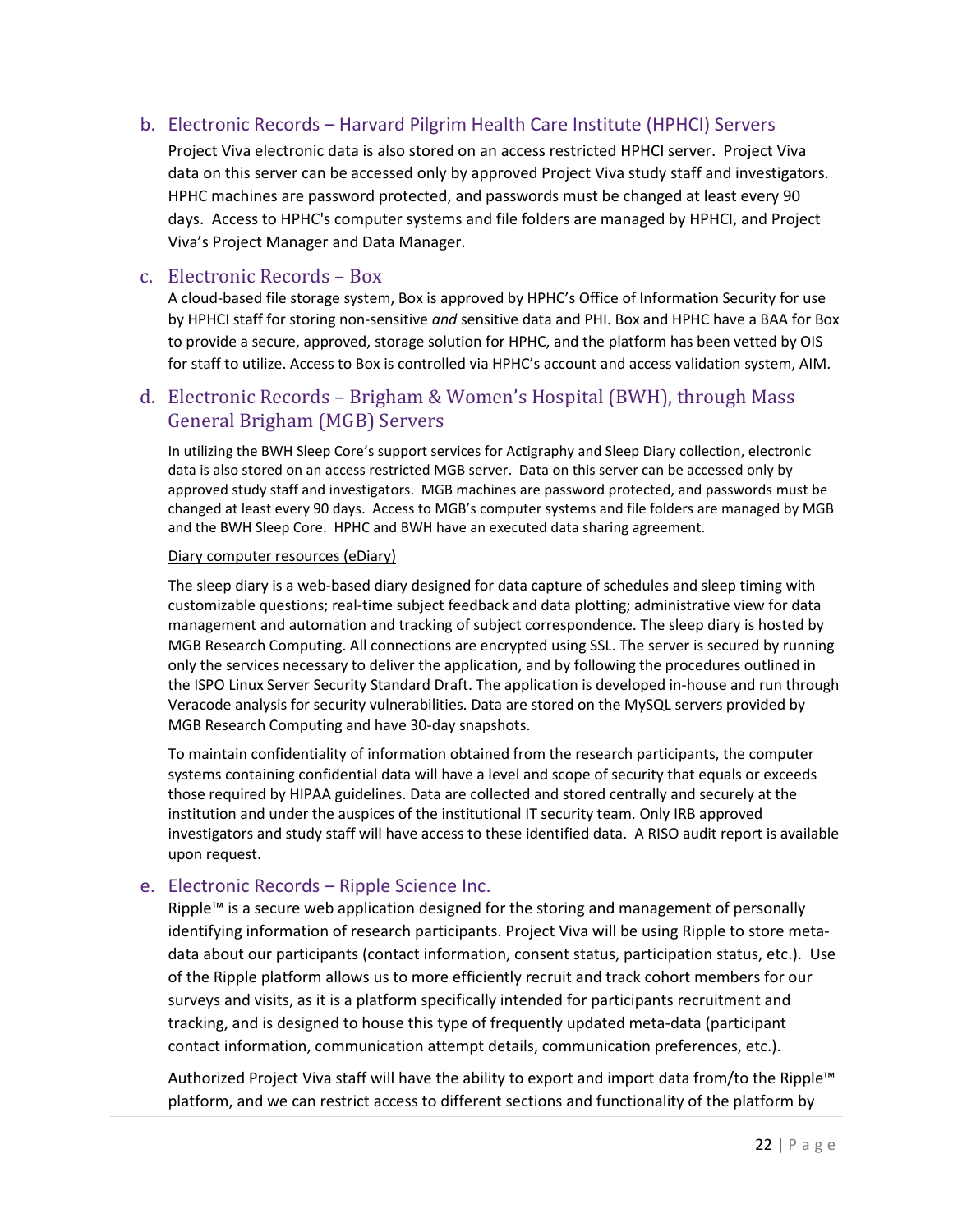### b. Electronic Records – Harvard Pilgrim Health Care Institute (HPHCI) Servers

Project Viva electronic data is also stored on an access restricted HPHCI server. Project Viva data on this server can be accessed only by approved Project Viva study staff and investigators. HPHC machines are password protected, and passwords must be changed at least every 90 days. Access to HPHC's computer systems and file folders are managed by HPHCI, and Project Viva's Project Manager and Data Manager.

### c. Electronic Records – Box

A cloud-based file storage system, Box is approved by HPHC's Office of Information Security for use by HPHCI staff for storing non-sensitive *and* sensitive data and PHI. Box and HPHC have a BAA for Box to provide a secure, approved, storage solution for HPHC, and the platform has been vetted by OIS for staff to utilize. Access to Box is controlled via HPHC's account and access validation system, AIM.

### d. Electronic Records – Brigham & Women's Hospital (BWH), through Mass General Brigham (MGB) Servers

In utilizing the BWH Sleep Core's support services for Actigraphy and Sleep Diary collection, electronic data is also stored on an access restricted MGB server. Data on this server can be accessed only by approved study staff and investigators. MGB machines are password protected, and passwords must be changed at least every 90 days. Access to MGB's computer systems and file folders are managed by MGB and the BWH Sleep Core. HPHC and BWH have an executed data sharing agreement.

Diary computer resources (eDiary)

The sleep diary is a web-based diary designed for data capture of schedules and sleep timing with customizable questions; real-time subject feedback and data plotting; administrative view for data management and automation and tracking of subject correspondence. The sleep diary is hosted by MGB Research Computing. All connections are encrypted using SSL. The server is secured by running only the services necessary to deliver the application, and by following the procedures outlined in the ISPO Linux Server Security Standard Draft. The application is developed in-house and run through Veracode analysis for security vulnerabilities. Data are stored on the MySQL servers provided by MGB Research Computing and have 30-day snapshots.

To maintain confidentiality of information obtained from the research participants, the computer systems containing confidential data will have a level and scope of security that equals or exceeds those required by HIPAA guidelines. Data are collected and stored centrally and securely at the institution and under the auspices of the institutional IT security team. Only IRB approved investigators and study staff will have access to these identified data. A RISO audit report is available upon request.

### e. Electronic Records – Ripple Science Inc.

Ripple™ is a secure web application designed for the storing and management of personally identifying information of research participants. Project Viva will be using Ripple to store meta-data about our participants (contact information, consent status, participation status, etc.). Use of the Ripple platform allows us to more efficiently recruit and track cohort members for our surveys and visits, as it is a platform specifically intended for participants recruitment and tracking, and is designed to house this type of frequently updated meta-data (participant contact information, communication attempt details, communication preferences, etc.).

Authorized Project Viva staff will have the ability to export and import data from/to the Ripple™ platform, and we can restrict access to different sections and functionality of the platform by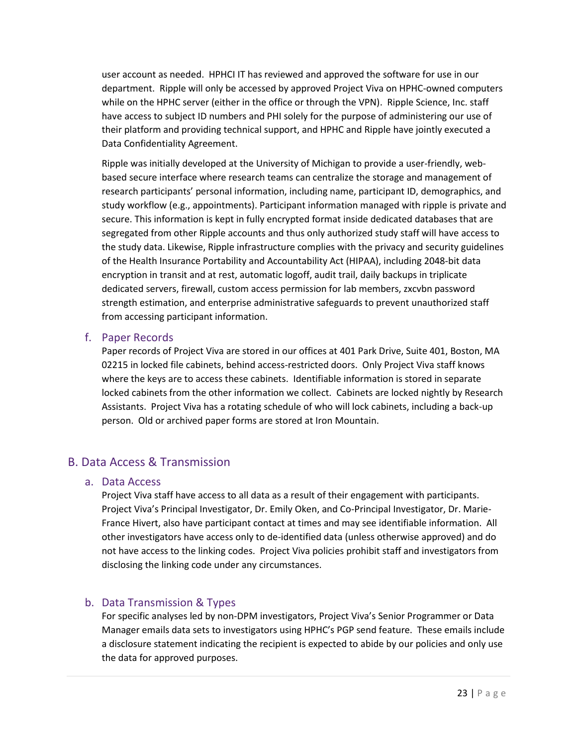user account as needed. HPHCI IT has reviewed and approved the software for use in our department. Ripple will only be accessed by approved Project Viva on HPHC-owned computers while on the HPHC server (either in the office or through the VPN). Ripple Science, Inc. staff have access to subject ID numbers and PHI solely for the purpose of administering our use of their platform and providing technical support, and HPHC and Ripple have jointly executed a Data Confidentiality Agreement.

Ripple was initially developed at the University of Michigan to provide a user-friendly, web-based secure interface where research teams can centralize the storage and management of research participants' personal information, including name, participant ID, demographics, and study workflow (e.g., appointments). Participant information managed with ripple is private and secure. This information is kept in fully encrypted format inside dedicated databases that are segregated from other Ripple accounts and thus only authorized study staff will have access to the study data. Likewise, Ripple infrastructure complies with the privacy and security guidelines of the Health Insurance Portability and Accountability Act (HIPAA), including 2048-bit data encryption in transit and at rest, automatic logoff, audit trail, daily backups in triplicate dedicated servers, firewall, custom access permission for lab members, zxcvbn password strength estimation, and enterprise administrative safeguards to prevent unauthorized staff from accessing participant information.

### f. Paper Records

Paper records of Project Viva are stored in our offices at 401 Park Drive, Suite 401, Boston, MA 02215 in locked file cabinets, behind access-restricted doors. Only Project Viva staff knows where the keys are to access these cabinets. Identifiable information is stored in separate locked cabinets from the other information we collect. Cabinets are locked nightly by Research Assistants. Project Viva has a rotating schedule of who will lock cabinets, including a back-up person. Old or archived paper forms are stored at Iron Mountain.

## B. Data Access & Transmission

### a. Data Access

Project Viva staff have access to all data as a result of their engagement with participants. Project Viva's Principal Investigator, Dr. Emily Oken, and Co-Principal Investigator, Dr. Marie-France Hivert, also have participant contact at times and may see identifiable information. All other investigators have access only to de-identified data (unless otherwise approved) and do not have access to the linking codes. Project Viva policies prohibit staff and investigators from disclosing the linking code under any circumstances.

### b. Data Transmission & Types

For specific analyses led by non-DPM investigators, Project Viva's Senior Programmer or Data Manager emails data sets to investigators using HPHC's PGP send feature. These emails include a disclosure statement indicating the recipient is expected to abide by our policies and only use the data for approved purposes.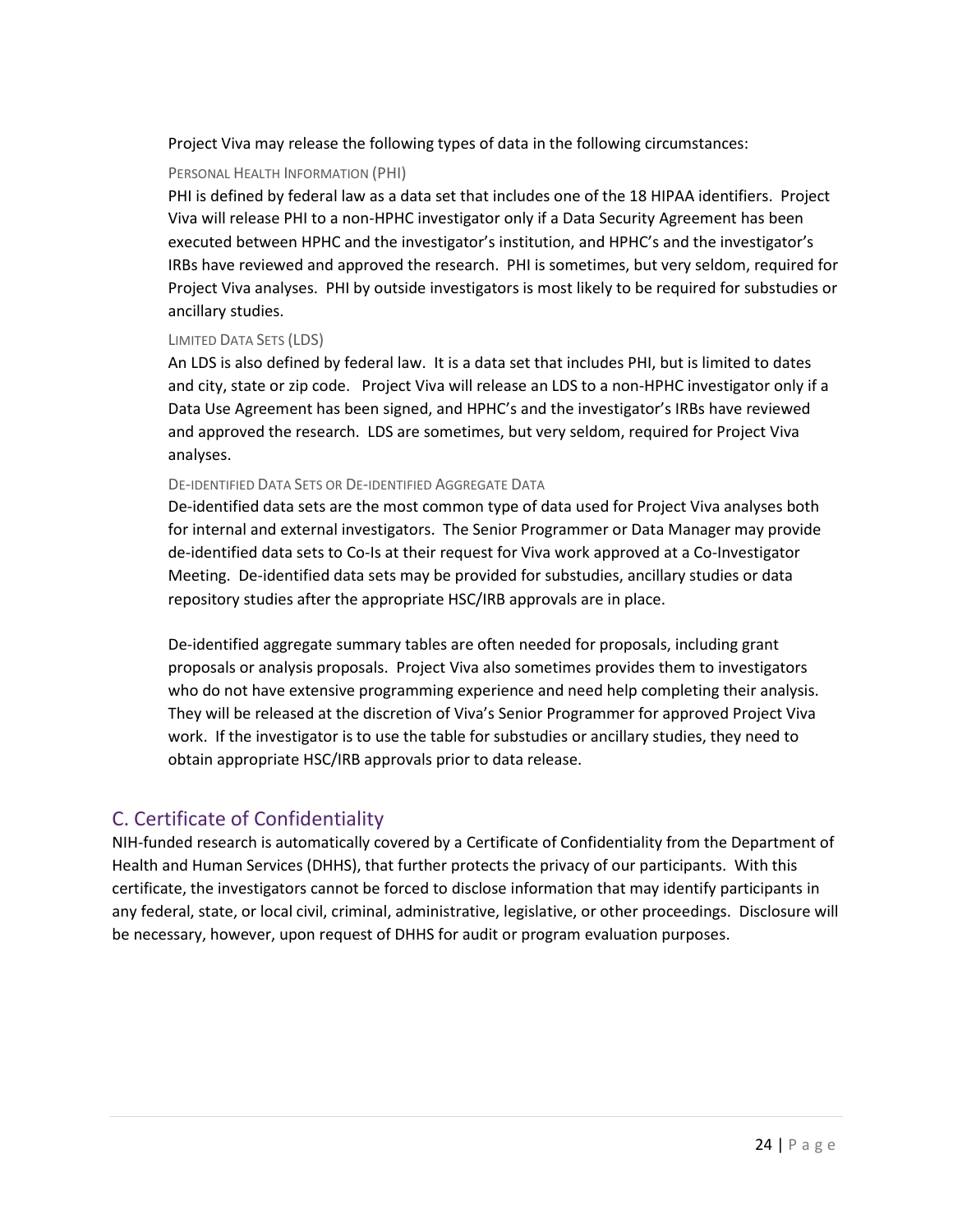Project Viva may release the following types of data in the following circumstances:

#### Personal Health Information (PHI)

PHI is defined by federal law as a data set that includes one of the 18 HIPAA identifiers. Project Viva will release PHI to a non-HPHC investigator only if a Data Security Agreement has been executed between HPHC and the investigator's institution, and HPHC's and the investigator's IRBs have reviewed and approved the research. PHI is sometimes, but very seldom, required for Project Viva analyses. PHI by outside investigators is most likely to be required for substudies or ancillary studies.

#### Limited Data Sets (LDS)

An LDS is also defined by federal law. It is a data set that includes PHI, but is limited to dates and city, state or zip code. Project Viva will release an LDS to a non-HPHC investigator only if a Data Use Agreement has been signed, and HPHC's and the investigator's IRBs have reviewed and approved the research. LDS are sometimes, but very seldom, required for Project Viva analyses.

#### De-identified Data Sets or De-identified Aggregate Data

De-identified data sets are the most common type of data used for Project Viva analyses both for internal and external investigators. The Senior Programmer or Data Manager may provide de-identified data sets to Co-Is at their request for Viva work approved at a Co-Investigator Meeting. De-identified data sets may be provided for substudies, ancillary studies or data repository studies after the appropriate HSC/IRB approvals are in place.

De-identified aggregate summary tables are often needed for proposals, including grant proposals or analysis proposals. Project Viva also sometimes provides them to investigators who do not have extensive programming experience and need help completing their analysis. They will be released at the discretion of Viva's Senior Programmer for approved Project Viva work. If the investigator is to use the table for substudies or ancillary studies, they need to obtain appropriate HSC/IRB approvals prior to data release.

## C. Certificate of Confidentiality

NIH-funded research is automatically covered by a Certificate of Confidentiality from the Department of Health and Human Services (DHHS), that further protects the privacy of our participants. With this certificate, the investigators cannot be forced to disclose information that may identify participants in any federal, state, or local civil, criminal, administrative, legislative, or other proceedings. Disclosure will be necessary, however, upon request of DHHS for audit or program evaluation purposes.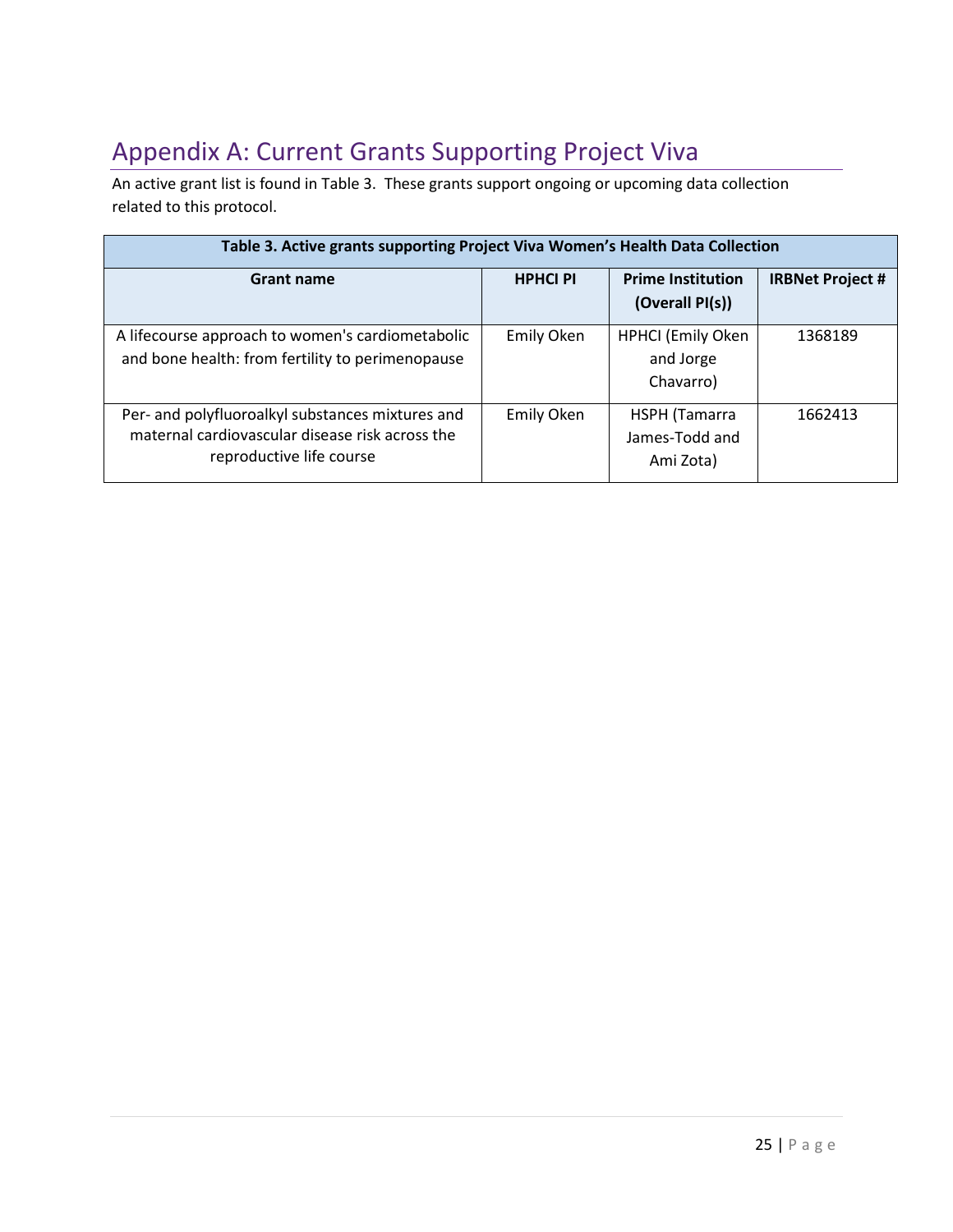## Appendix A: Current Grants Supporting Project Viva

An active grant list is found in Table 3. These grants support ongoing or upcoming data collection related to this protocol.

**Table 3. Active grants supporting Project Viva Women's Health Data Collection**

| Grant name | HPHCI PI | Prime Institution (Overall PI(s)) | IRBNet Project # |
|---|---|---|---|
| A lifecourse approach to women's cardiometabolic and bone health: from fertility to perimenopause | Emily Oken | HPHCI (Emily Oken and Jorge Chavarro) | 1368189 |
| Per- and polyfluoroalkyl substances mixtures and maternal cardiovascular disease risk across the reproductive life course | Emily Oken | HSPH (Tamarra James-Todd and Ami Zota) | 1662413 |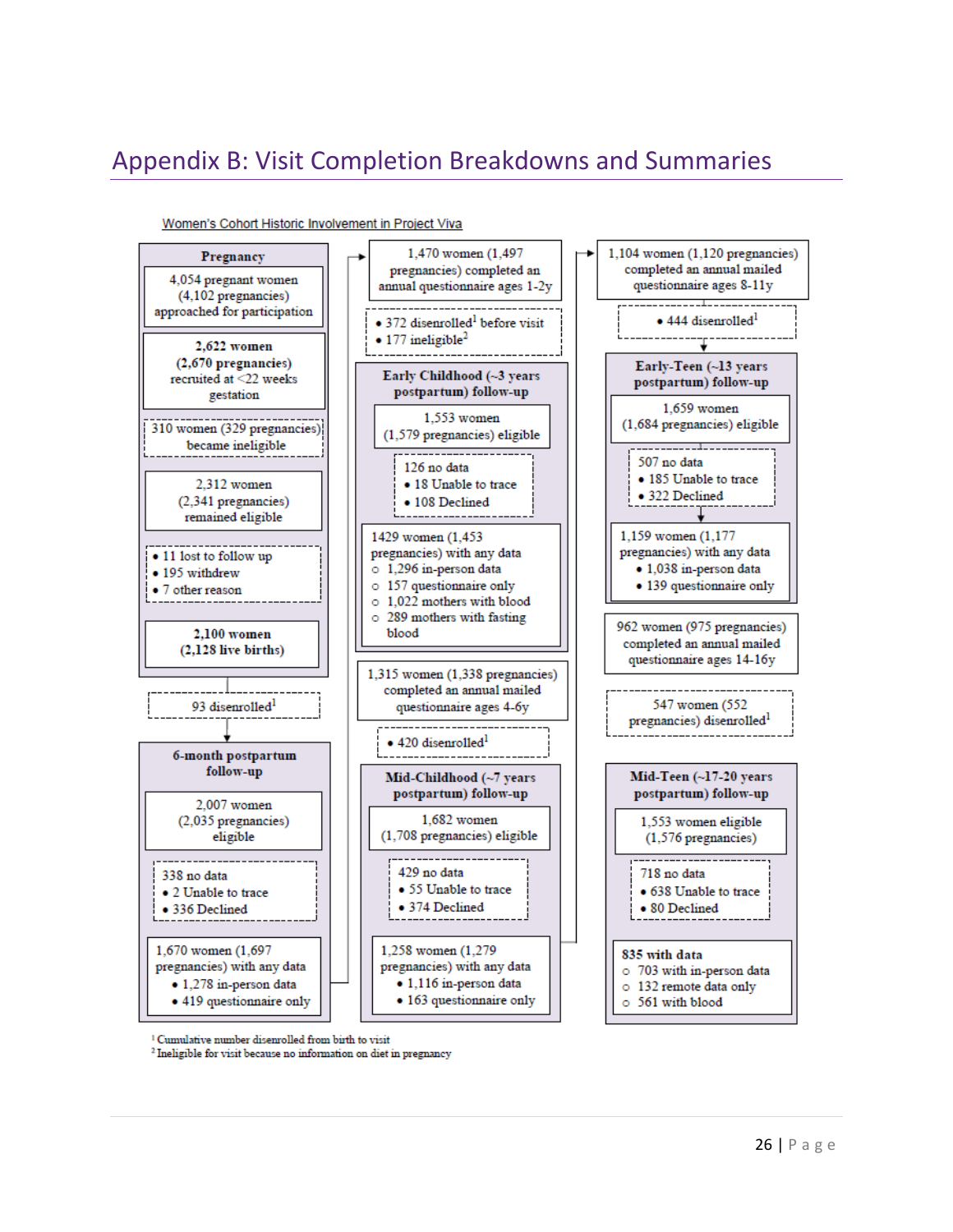# Appendix B: Visit Completion Breakdowns and Summaries

Women's Cohort Historic Involvement in Project Viva

**Pregnancy**

4,054 pregnant women (4,102 pregnancies) approached for participation

**2,622 women (2,670 pregnancies)** recruited at <22 weeks gestation

310 women (329 pregnancies) became ineligible

2,312 women (2,341 pregnancies) remained eligible

- 11 lost to follow up
- 195 withdrew
- 7 other reason

**2,100 women (2,128 live births)**

93 disenrolled[1]

**6-month postpartum follow-up**

2,007 women (2,035 pregnancies) eligible

338 no data
- 2 Unable to trace
- 336 Declined

1,670 women (1,697 pregnancies) with any data
- 1,278 in-person data
- 419 questionnaire only

1,470 women (1,497 pregnancies) completed an annual questionnaire ages 1-2y

- 372 disenrolled[1] before visit
- 177 ineligible[2]

**Early Childhood (~3 years postpartum) follow-up**

1,553 women (1,579 pregnancies) eligible

126 no data
- 18 Unable to trace
- 108 Declined

1429 women (1,453 pregnancies) with any data
- 1,296 in-person data
- 157 questionnaire only
- 1,022 mothers with blood
- 289 mothers with fasting blood

1,315 women (1,338 pregnancies) completed an annual mailed questionnaire ages 4-6y

- 420 disenrolled[1]

**Mid-Childhood (~7 years postpartum) follow-up**

1,682 women (1,708 pregnancies) eligible

429 no data
- 55 Unable to trace
- 374 Declined

1,258 women (1,279 pregnancies) with any data
- 1,116 in-person data
- 163 questionnaire only

1,104 women (1,120 pregnancies) completed an annual mailed questionnaire ages 8-11y

- 444 disenrolled[1]

**Early-Teen (~13 years postpartum) follow-up**

1,659 women (1,684 pregnancies) eligible

507 no data
- 185 Unable to trace
- 322 Declined

1,159 women (1,177 pregnancies) with any data
- 1,038 in-person data
- 139 questionnaire only

962 women (975 pregnancies) completed an annual mailed questionnaire ages 14-16y

547 women (552 pregnancies) disenrolled[1]

**Mid-Teen (~17-20 years postpartum) follow-up**

1,553 women eligible (1,576 pregnancies)

718 no data
- 638 Unable to trace
- 80 Declined

**835 with data**
- 703 with in-person data
- 132 remote data only
- 561 with blood

[1] Cumulative number disenrolled from birth to visit
[2] Ineligible for visit because no information on diet in pregnancy